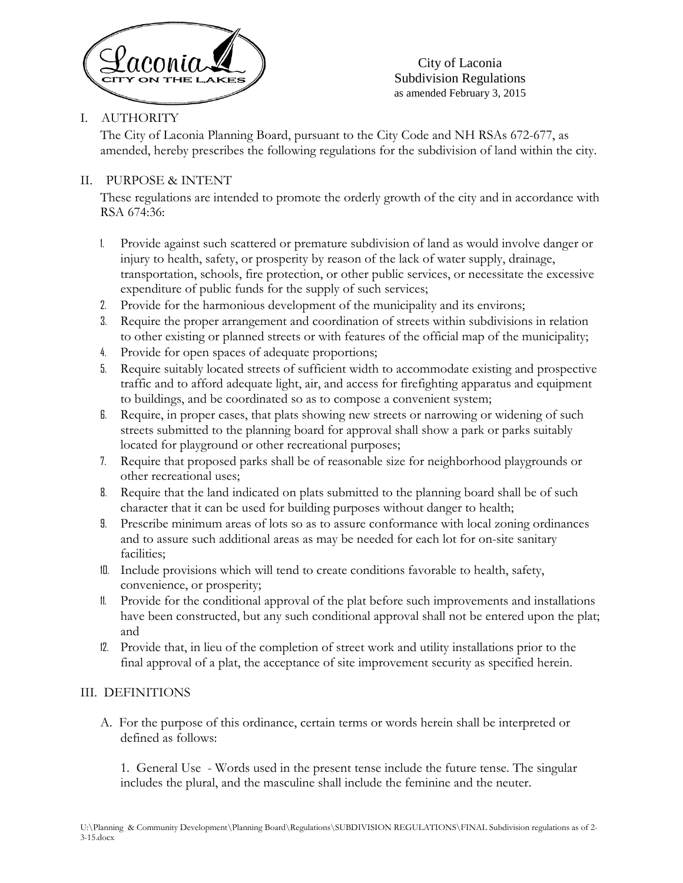City of Laconia
Subdivision Regulations
as amended February 3, 2015

## I. AUTHORITY

The City of Laconia Planning Board, pursuant to the City Code and NH RSAs 672-677, as amended, hereby prescribes the following regulations for the subdivision of land within the city.

## II. PURPOSE & INTENT

These regulations are intended to promote the orderly growth of the city and in accordance with RSA 674:36:

1. Provide against such scattered or premature subdivision of land as would involve danger or injury to health, safety, or prosperity by reason of the lack of water supply, drainage, transportation, schools, fire protection, or other public services, or necessitate the excessive expenditure of public funds for the supply of such services;
2. Provide for the harmonious development of the municipality and its environs;
3. Require the proper arrangement and coordination of streets within subdivisions in relation to other existing or planned streets or with features of the official map of the municipality;
4. Provide for open spaces of adequate proportions;
5. Require suitably located streets of sufficient width to accommodate existing and prospective traffic and to afford adequate light, air, and access for firefighting apparatus and equipment to buildings, and be coordinated so as to compose a convenient system;
6. Require, in proper cases, that plats showing new streets or narrowing or widening of such streets submitted to the planning board for approval shall show a park or parks suitably located for playground or other recreational purposes;
7. Require that proposed parks shall be of reasonable size for neighborhood playgrounds or other recreational uses;
8. Require that the land indicated on plats submitted to the planning board shall be of such character that it can be used for building purposes without danger to health;
9. Prescribe minimum areas of lots so as to assure conformance with local zoning ordinances and to assure such additional areas as may be needed for each lot for on-site sanitary facilities;
10. Include provisions which will tend to create conditions favorable to health, safety, convenience, or prosperity;
11. Provide for the conditional approval of the plat before such improvements and installations have been constructed, but any such conditional approval shall not be entered upon the plat; and
12. Provide that, in lieu of the completion of street work and utility installations prior to the final approval of a plat, the acceptance of site improvement security as specified herein.

## III. DEFINITIONS

A. For the purpose of this ordinance, certain terms or words herein shall be interpreted or defined as follows:

1. General Use - Words used in the present tense include the future tense. The singular includes the plural, and the masculine shall include the feminine and the neuter.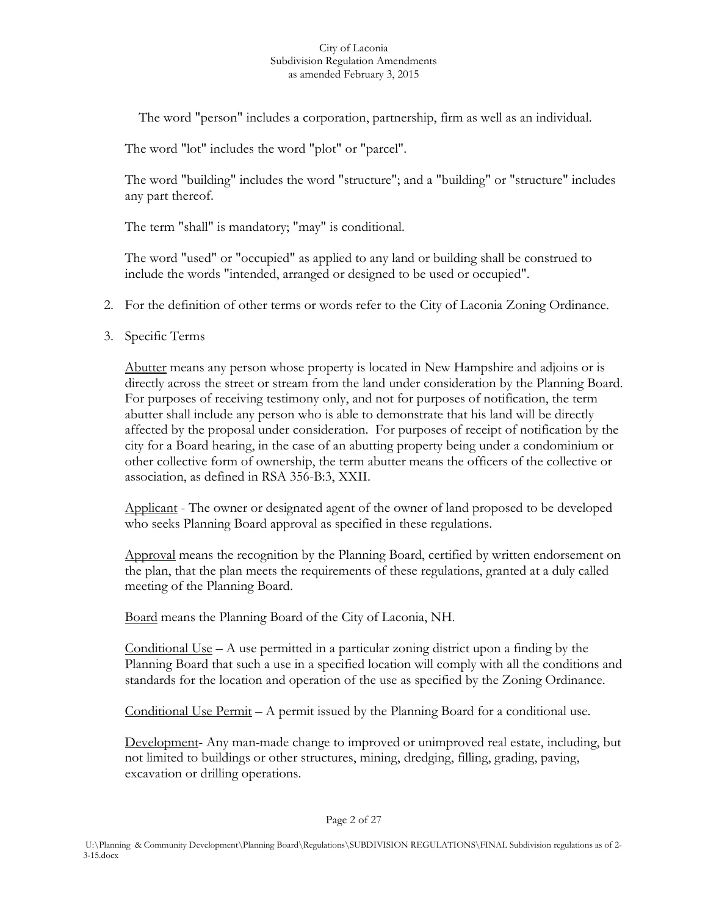The word "person" includes a corporation, partnership, firm as well as an individual.

The word "lot" includes the word "plot" or "parcel".

The word "building" includes the word "structure"; and a "building" or "structure" includes any part thereof.

The term "shall" is mandatory; "may" is conditional.

The word "used" or "occupied" as applied to any land or building shall be construed to include the words "intended, arranged or designed to be used or occupied".

2. For the definition of other terms or words refer to the City of Laconia Zoning Ordinance.

3. Specific Terms

   Abutter means any person whose property is located in New Hampshire and adjoins or is directly across the street or stream from the land under consideration by the Planning Board. For purposes of receiving testimony only, and not for purposes of notification, the term abutter shall include any person who is able to demonstrate that his land will be directly affected by the proposal under consideration. For purposes of receipt of notification by the city for a Board hearing, in the case of an abutting property being under a condominium or other collective form of ownership, the term abutter means the officers of the collective or association, as defined in RSA 356-B:3, XXII.

   Applicant - The owner or designated agent of the owner of land proposed to be developed who seeks Planning Board approval as specified in these regulations.

   Approval means the recognition by the Planning Board, certified by written endorsement on the plan, that the plan meets the requirements of these regulations, granted at a duly called meeting of the Planning Board.

   Board means the Planning Board of the City of Laconia, NH.

   Conditional Use – A use permitted in a particular zoning district upon a finding by the Planning Board that such a use in a specified location will comply with all the conditions and standards for the location and operation of the use as specified by the Zoning Ordinance.

   Conditional Use Permit – A permit issued by the Planning Board for a conditional use.

   Development- Any man-made change to improved or unimproved real estate, including, but not limited to buildings or other structures, mining, dredging, filling, grading, paving, excavation or drilling operations.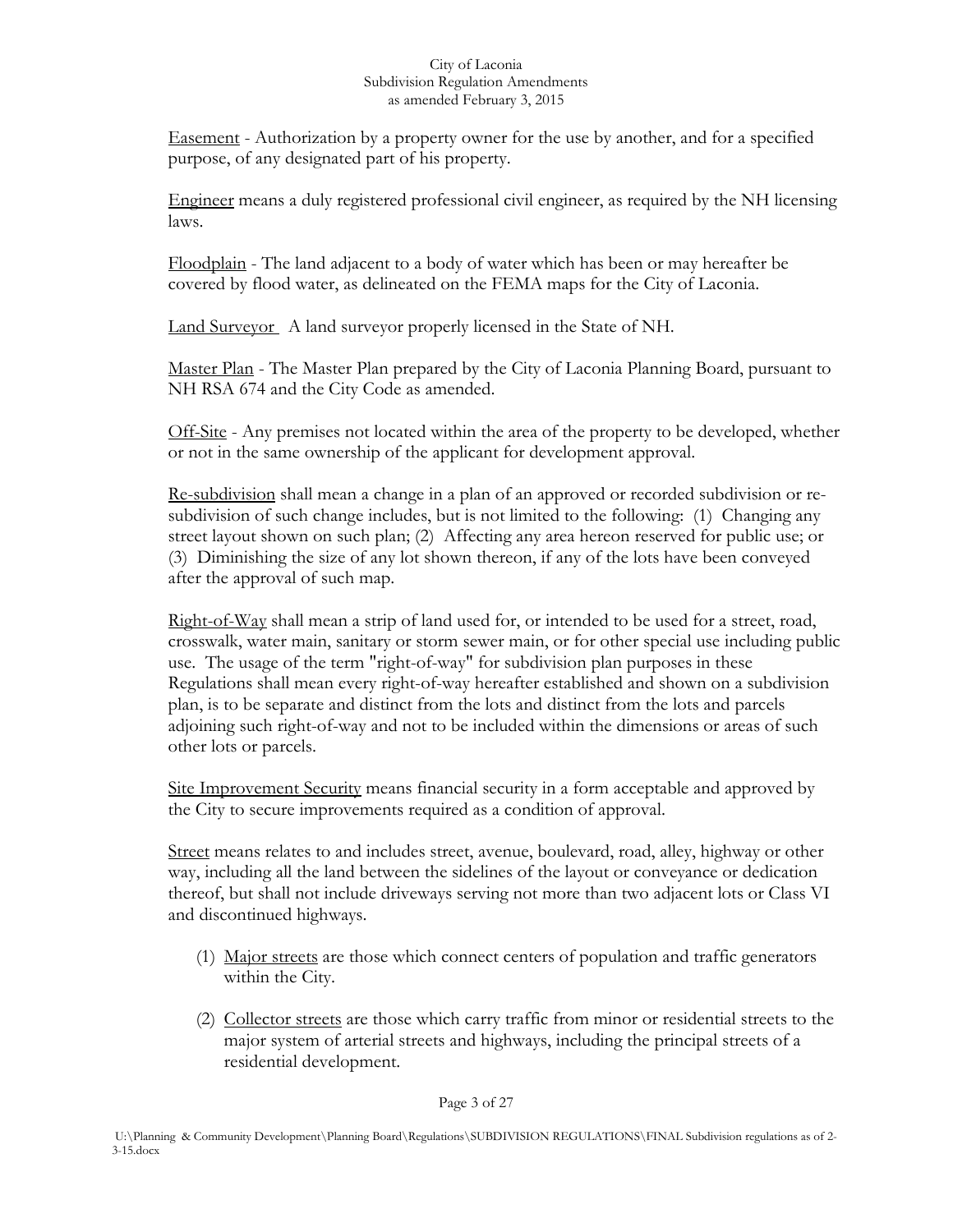<u>Easement</u> - Authorization by a property owner for the use by another, and for a specified purpose, of any designated part of his property.

<u>Engineer</u> means a duly registered professional civil engineer, as required by the NH licensing laws.

<u>Floodplain</u> - The land adjacent to a body of water which has been or may hereafter be covered by flood water, as delineated on the FEMA maps for the City of Laconia.

<u>Land Surveyor</u> A land surveyor properly licensed in the State of NH.

<u>Master Plan</u> - The Master Plan prepared by the City of Laconia Planning Board, pursuant to NH RSA 674 and the City Code as amended.

<u>Off-Site</u> - Any premises not located within the area of the property to be developed, whether or not in the same ownership of the applicant for development approval.

<u>Re-subdivision</u> shall mean a change in a plan of an approved or recorded subdivision or re-subdivision of such change includes, but is not limited to the following: (1) Changing any street layout shown on such plan; (2) Affecting any area hereon reserved for public use; or (3) Diminishing the size of any lot shown thereon, if any of the lots have been conveyed after the approval of such map.

<u>Right-of-Way</u> shall mean a strip of land used for, or intended to be used for a street, road, crosswalk, water main, sanitary or storm sewer main, or for other special use including public use. The usage of the term "right-of-way" for subdivision plan purposes in these Regulations shall mean every right-of-way hereafter established and shown on a subdivision plan, is to be separate and distinct from the lots and distinct from the lots and parcels adjoining such right-of-way and not to be included within the dimensions or areas of such other lots or parcels.

<u>Site Improvement Security</u> means financial security in a form acceptable and approved by the City to secure improvements required as a condition of approval.

<u>Street</u> means relates to and includes street, avenue, boulevard, road, alley, highway or other way, including all the land between the sidelines of the layout or conveyance or dedication thereof, but shall not include driveways serving not more than two adjacent lots or Class VI and discontinued highways.

(1) <u>Major streets</u> are those which connect centers of population and traffic generators within the City.

(2) <u>Collector streets</u> are those which carry traffic from minor or residential streets to the major system of arterial streets and highways, including the principal streets of a residential development.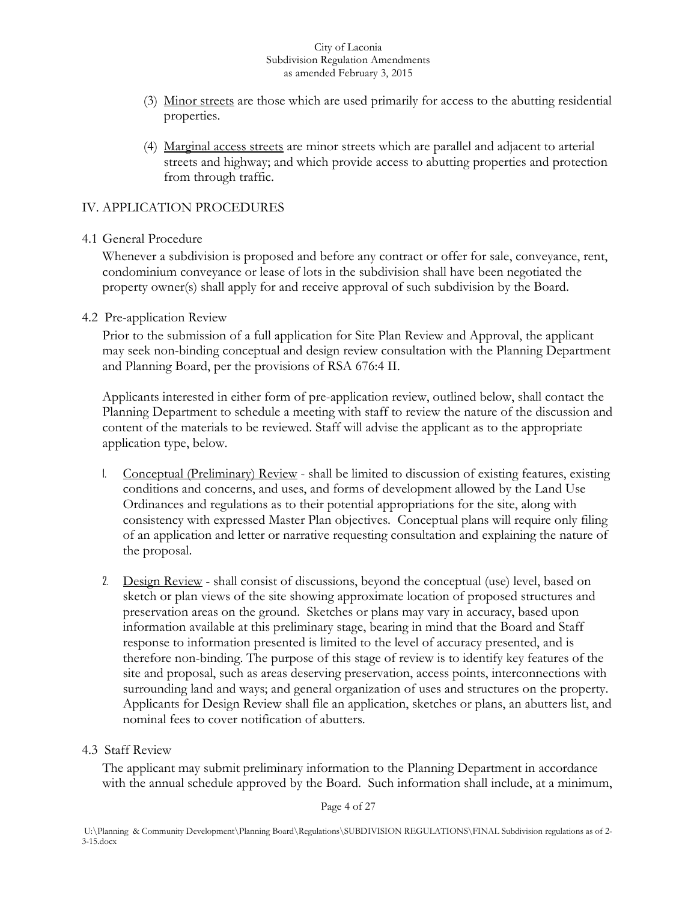(3) Minor streets are those which are used primarily for access to the abutting residential properties.

(4) Marginal access streets are minor streets which are parallel and adjacent to arterial streets and highway; and which provide access to abutting properties and protection from through traffic.

## IV. APPLICATION PROCEDURES

### 4.1 General Procedure

Whenever a subdivision is proposed and before any contract or offer for sale, conveyance, rent, condominium conveyance or lease of lots in the subdivision shall have been negotiated the property owner(s) shall apply for and receive approval of such subdivision by the Board.

### 4.2 Pre-application Review

Prior to the submission of a full application for Site Plan Review and Approval, the applicant may seek non-binding conceptual and design review consultation with the Planning Department and Planning Board, per the provisions of RSA 676:4 II.

Applicants interested in either form of pre-application review, outlined below, shall contact the Planning Department to schedule a meeting with staff to review the nature of the discussion and content of the materials to be reviewed. Staff will advise the applicant as to the appropriate application type, below.

1. Conceptual (Preliminary) Review - shall be limited to discussion of existing features, existing conditions and concerns, and uses, and forms of development allowed by the Land Use Ordinances and regulations as to their potential appropriations for the site, along with consistency with expressed Master Plan objectives. Conceptual plans will require only filing of an application and letter or narrative requesting consultation and explaining the nature of the proposal.

2. Design Review - shall consist of discussions, beyond the conceptual (use) level, based on sketch or plan views of the site showing approximate location of proposed structures and preservation areas on the ground. Sketches or plans may vary in accuracy, based upon information available at this preliminary stage, bearing in mind that the Board and Staff response to information presented is limited to the level of accuracy presented, and is therefore non-binding. The purpose of this stage of review is to identify key features of the site and proposal, such as areas deserving preservation, access points, interconnections with surrounding land and ways; and general organization of uses and structures on the property. Applicants for Design Review shall file an application, sketches or plans, an abutters list, and nominal fees to cover notification of abutters.

### 4.3 Staff Review

The applicant may submit preliminary information to the Planning Department in accordance with the annual schedule approved by the Board. Such information shall include, at a minimum,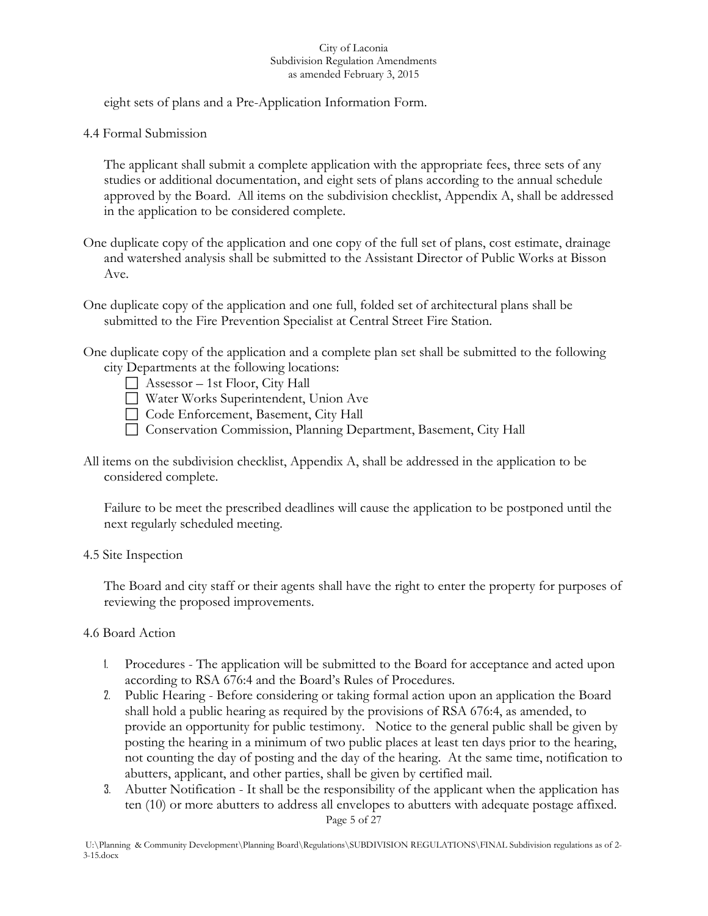eight sets of plans and a Pre-Application Information Form.

### 4.4 Formal Submission

The applicant shall submit a complete application with the appropriate fees, three sets of any studies or additional documentation, and eight sets of plans according to the annual schedule approved by the Board. All items on the subdivision checklist, Appendix A, shall be addressed in the application to be considered complete.

One duplicate copy of the application and one copy of the full set of plans, cost estimate, drainage and watershed analysis shall be submitted to the Assistant Director of Public Works at Bisson Ave.

One duplicate copy of the application and one full, folded set of architectural plans shall be submitted to the Fire Prevention Specialist at Central Street Fire Station.

One duplicate copy of the application and a complete plan set shall be submitted to the following city Departments at the following locations:

- ☐ Assessor – 1st Floor, City Hall
- ☐ Water Works Superintendent, Union Ave
- ☐ Code Enforcement, Basement, City Hall
- ☐ Conservation Commission, Planning Department, Basement, City Hall

All items on the subdivision checklist, Appendix A, shall be addressed in the application to be considered complete.

Failure to be meet the prescribed deadlines will cause the application to be postponed until the next regularly scheduled meeting.

### 4.5 Site Inspection

The Board and city staff or their agents shall have the right to enter the property for purposes of reviewing the proposed improvements.

### 4.6 Board Action

1. Procedures - The application will be submitted to the Board for acceptance and acted upon according to RSA 676:4 and the Board's Rules of Procedures.
2. Public Hearing - Before considering or taking formal action upon an application the Board shall hold a public hearing as required by the provisions of RSA 676:4, as amended, to provide an opportunity for public testimony. Notice to the general public shall be given by posting the hearing in a minimum of two public places at least ten days prior to the hearing, not counting the day of posting and the day of the hearing. At the same time, notification to abutters, applicant, and other parties, shall be given by certified mail.
3. Abutter Notification - It shall be the responsibility of the applicant when the application has ten (10) or more abutters to address all envelopes to abutters with adequate postage affixed.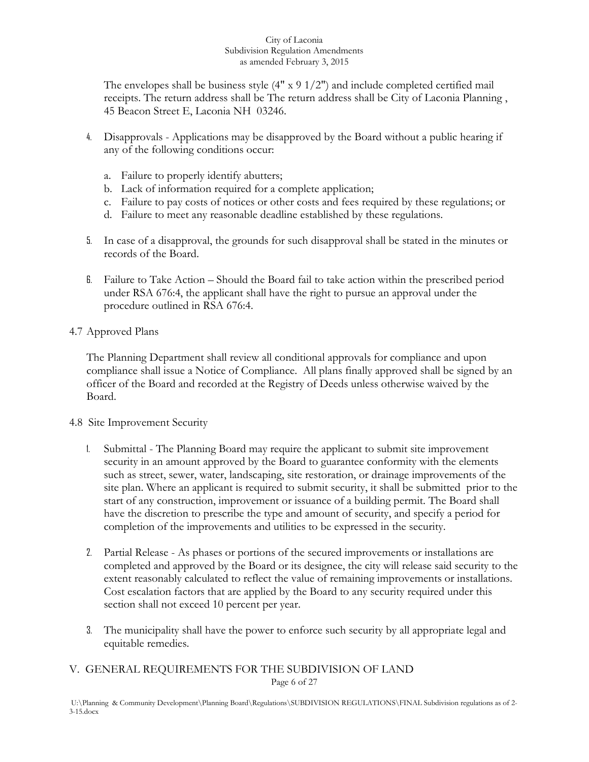The envelopes shall be business style (4" x 9 1/2") and include completed certified mail receipts. The return address shall be The return address shall be City of Laconia Planning , 45 Beacon Street E, Laconia NH 03246.

4. Disapprovals - Applications may be disapproved by the Board without a public hearing if any of the following conditions occur:

   a. Failure to properly identify abutters;
   b. Lack of information required for a complete application;
   c. Failure to pay costs of notices or other costs and fees required by these regulations; or
   d. Failure to meet any reasonable deadline established by these regulations.

5. In case of a disapproval, the grounds for such disapproval shall be stated in the minutes or records of the Board.

6. Failure to Take Action – Should the Board fail to take action within the prescribed period under RSA 676:4, the applicant shall have the right to pursue an approval under the procedure outlined in RSA 676:4.

4.7 Approved Plans

The Planning Department shall review all conditional approvals for compliance and upon compliance shall issue a Notice of Compliance. All plans finally approved shall be signed by an officer of the Board and recorded at the Registry of Deeds unless otherwise waived by the Board.

4.8 Site Improvement Security

1. Submittal - The Planning Board may require the applicant to submit site improvement security in an amount approved by the Board to guarantee conformity with the elements such as street, sewer, water, landscaping, site restoration, or drainage improvements of the site plan. Where an applicant is required to submit security, it shall be submitted prior to the start of any construction, improvement or issuance of a building permit. The Board shall have the discretion to prescribe the type and amount of security, and specify a period for completion of the improvements and utilities to be expressed in the security.

2. Partial Release - As phases or portions of the secured improvements or installations are completed and approved by the Board or its designee, the city will release said security to the extent reasonably calculated to reflect the value of remaining improvements or installations. Cost escalation factors that are applied by the Board to any security required under this section shall not exceed 10 percent per year.

3. The municipality shall have the power to enforce such security by all appropriate legal and equitable remedies.

## V. GENERAL REQUIREMENTS FOR THE SUBDIVISION OF LAND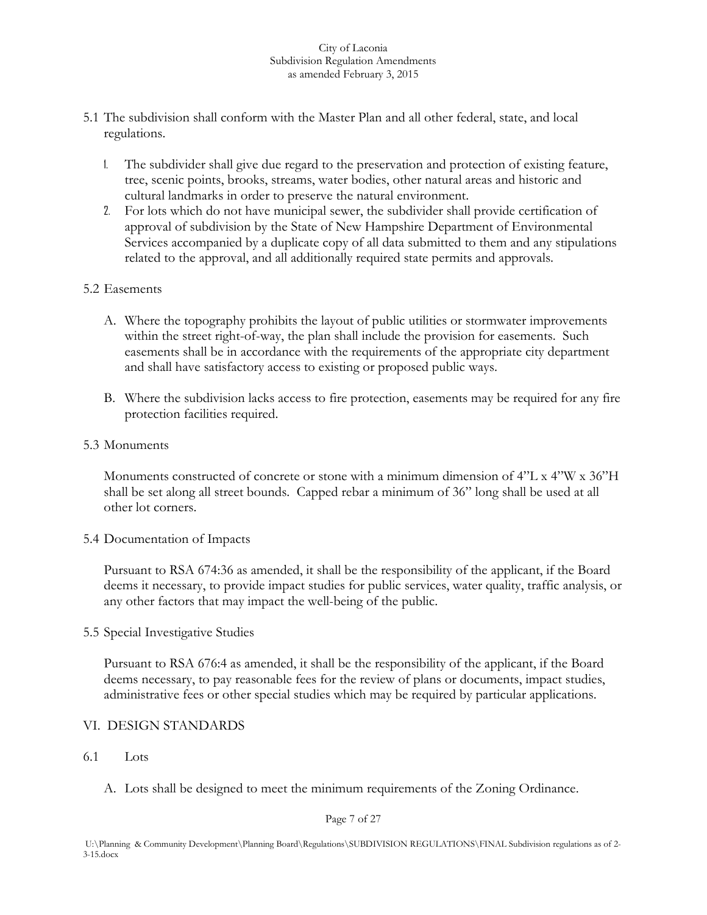5.1 The subdivision shall conform with the Master Plan and all other federal, state, and local regulations.

1. The subdivider shall give due regard to the preservation and protection of existing feature, tree, scenic points, brooks, streams, water bodies, other natural areas and historic and cultural landmarks in order to preserve the natural environment.
2. For lots which do not have municipal sewer, the subdivider shall provide certification of approval of subdivision by the State of New Hampshire Department of Environmental Services accompanied by a duplicate copy of all data submitted to them and any stipulations related to the approval, and all additionally required state permits and approvals.

5.2 Easements

A. Where the topography prohibits the layout of public utilities or stormwater improvements within the street right-of-way, the plan shall include the provision for easements. Such easements shall be in accordance with the requirements of the appropriate city department and shall have satisfactory access to existing or proposed public ways.

B. Where the subdivision lacks access to fire protection, easements may be required for any fire protection facilities required.

5.3 Monuments

Monuments constructed of concrete or stone with a minimum dimension of 4"L x 4"W x 36"H shall be set along all street bounds. Capped rebar a minimum of 36" long shall be used at all other lot corners.

5.4 Documentation of Impacts

Pursuant to RSA 674:36 as amended, it shall be the responsibility of the applicant, if the Board deems it necessary, to provide impact studies for public services, water quality, traffic analysis, or any other factors that may impact the well-being of the public.

5.5 Special Investigative Studies

Pursuant to RSA 676:4 as amended, it shall be the responsibility of the applicant, if the Board deems necessary, to pay reasonable fees for the review of plans or documents, impact studies, administrative fees or other special studies which may be required by particular applications.

## VI. DESIGN STANDARDS

6.1 Lots

A. Lots shall be designed to meet the minimum requirements of the Zoning Ordinance.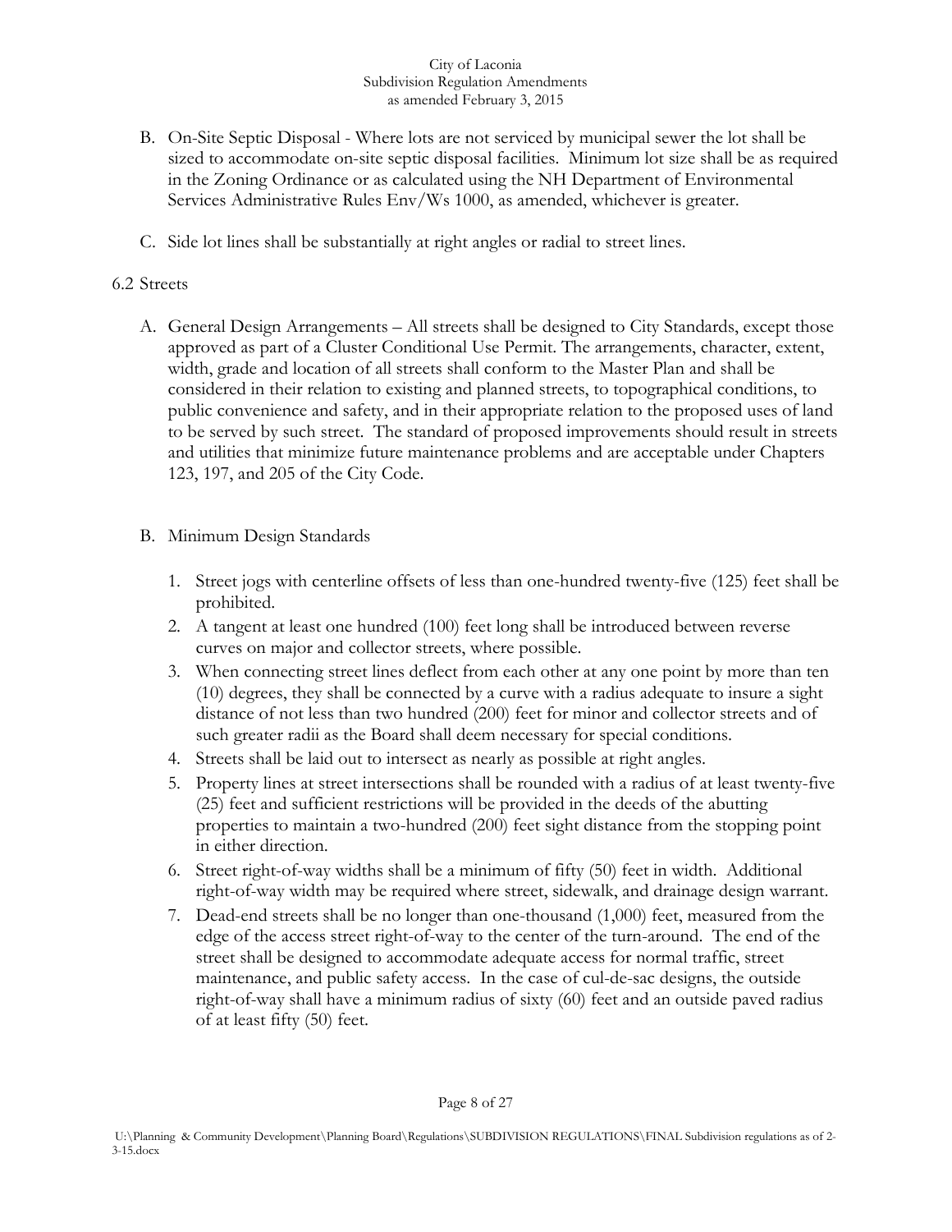B. On-Site Septic Disposal - Where lots are not serviced by municipal sewer the lot shall be sized to accommodate on-site septic disposal facilities. Minimum lot size shall be as required in the Zoning Ordinance or as calculated using the NH Department of Environmental Services Administrative Rules Env/Ws 1000, as amended, whichever is greater.

C. Side lot lines shall be substantially at right angles or radial to street lines.

## 6.2 Streets

A. General Design Arrangements – All streets shall be designed to City Standards, except those approved as part of a Cluster Conditional Use Permit. The arrangements, character, extent, width, grade and location of all streets shall conform to the Master Plan and shall be considered in their relation to existing and planned streets, to topographical conditions, to public convenience and safety, and in their appropriate relation to the proposed uses of land to be served by such street. The standard of proposed improvements should result in streets and utilities that minimize future maintenance problems and are acceptable under Chapters 123, 197, and 205 of the City Code.

B. Minimum Design Standards

1. Street jogs with centerline offsets of less than one-hundred twenty-five (125) feet shall be prohibited.
2. A tangent at least one hundred (100) feet long shall be introduced between reverse curves on major and collector streets, where possible.
3. When connecting street lines deflect from each other at any one point by more than ten (10) degrees, they shall be connected by a curve with a radius adequate to insure a sight distance of not less than two hundred (200) feet for minor and collector streets and of such greater radii as the Board shall deem necessary for special conditions.
4. Streets shall be laid out to intersect as nearly as possible at right angles.
5. Property lines at street intersections shall be rounded with a radius of at least twenty-five (25) feet and sufficient restrictions will be provided in the deeds of the abutting properties to maintain a two-hundred (200) feet sight distance from the stopping point in either direction.
6. Street right-of-way widths shall be a minimum of fifty (50) feet in width. Additional right-of-way width may be required where street, sidewalk, and drainage design warrant.
7. Dead-end streets shall be no longer than one-thousand (1,000) feet, measured from the edge of the access street right-of-way to the center of the turn-around. The end of the street shall be designed to accommodate adequate access for normal traffic, street maintenance, and public safety access. In the case of cul-de-sac designs, the outside right-of-way shall have a minimum radius of sixty (60) feet and an outside paved radius of at least fifty (50) feet.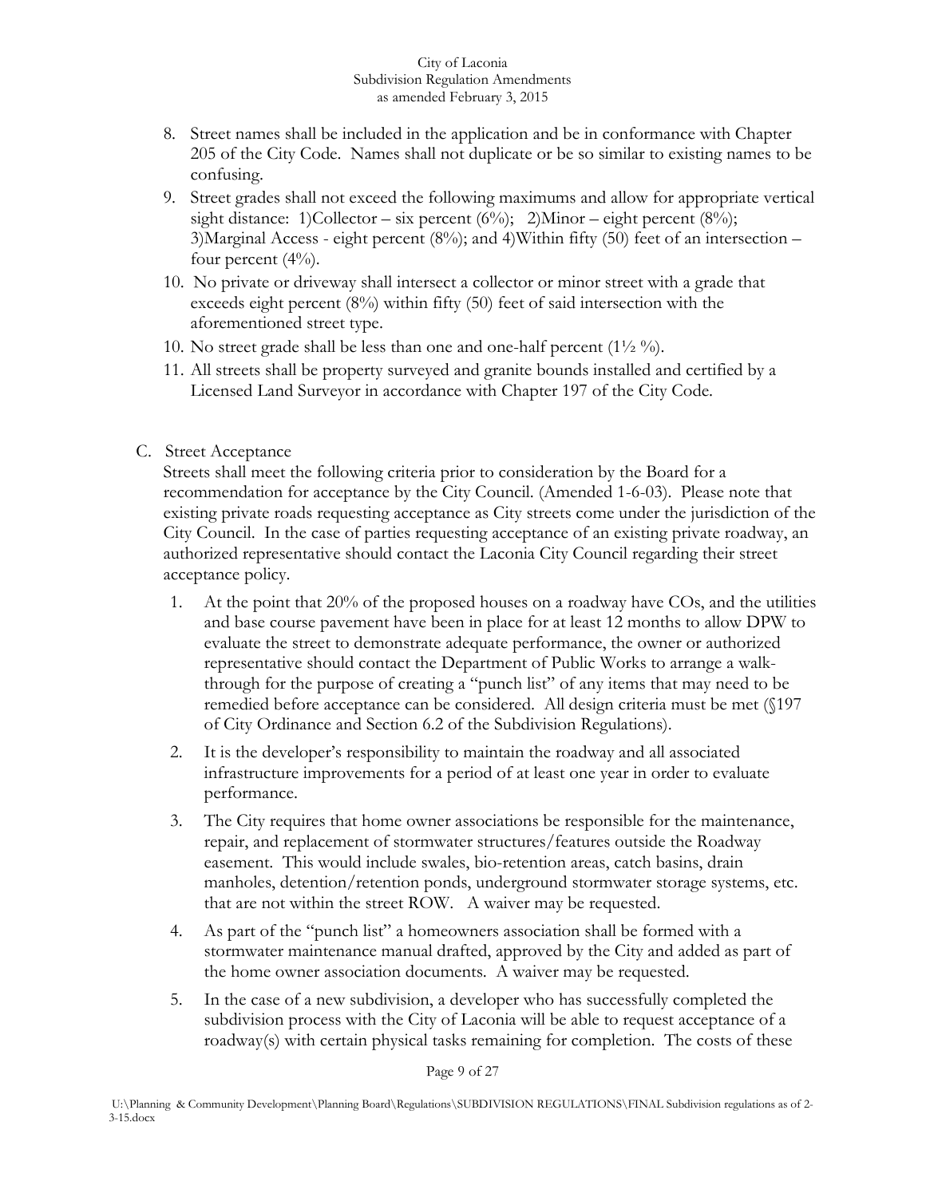8. Street names shall be included in the application and be in conformance with Chapter 205 of the City Code. Names shall not duplicate or be so similar to existing names to be confusing.
9. Street grades shall not exceed the following maximums and allow for appropriate vertical sight distance: 1)Collector – six percent (6%); 2)Minor – eight percent (8%); 3)Marginal Access - eight percent (8%); and 4)Within fifty (50) feet of an intersection – four percent (4%).
10. No private or driveway shall intersect a collector or minor street with a grade that exceeds eight percent (8%) within fifty (50) feet of said intersection with the aforementioned street type.
10. No street grade shall be less than one and one-half percent (1½ %).
11. All streets shall be property surveyed and granite bounds installed and certified by a Licensed Land Surveyor in accordance with Chapter 197 of the City Code.

C. Street Acceptance

Streets shall meet the following criteria prior to consideration by the Board for a recommendation for acceptance by the City Council. (Amended 1-6-03). Please note that existing private roads requesting acceptance as City streets come under the jurisdiction of the City Council. In the case of parties requesting acceptance of an existing private roadway, an authorized representative should contact the Laconia City Council regarding their street acceptance policy.

1. At the point that 20% of the proposed houses on a roadway have COs, and the utilities and base course pavement have been in place for at least 12 months to allow DPW to evaluate the street to demonstrate adequate performance, the owner or authorized representative should contact the Department of Public Works to arrange a walk-through for the purpose of creating a "punch list" of any items that may need to be remedied before acceptance can be considered. All design criteria must be met (§197 of City Ordinance and Section 6.2 of the Subdivision Regulations).
2. It is the developer's responsibility to maintain the roadway and all associated infrastructure improvements for a period of at least one year in order to evaluate performance.
3. The City requires that home owner associations be responsible for the maintenance, repair, and replacement of stormwater structures/features outside the Roadway easement. This would include swales, bio-retention areas, catch basins, drain manholes, detention/retention ponds, underground stormwater storage systems, etc. that are not within the street ROW. A waiver may be requested.
4. As part of the "punch list" a homeowners association shall be formed with a stormwater maintenance manual drafted, approved by the City and added as part of the home owner association documents. A waiver may be requested.
5. In the case of a new subdivision, a developer who has successfully completed the subdivision process with the City of Laconia will be able to request acceptance of a roadway(s) with certain physical tasks remaining for completion. The costs of these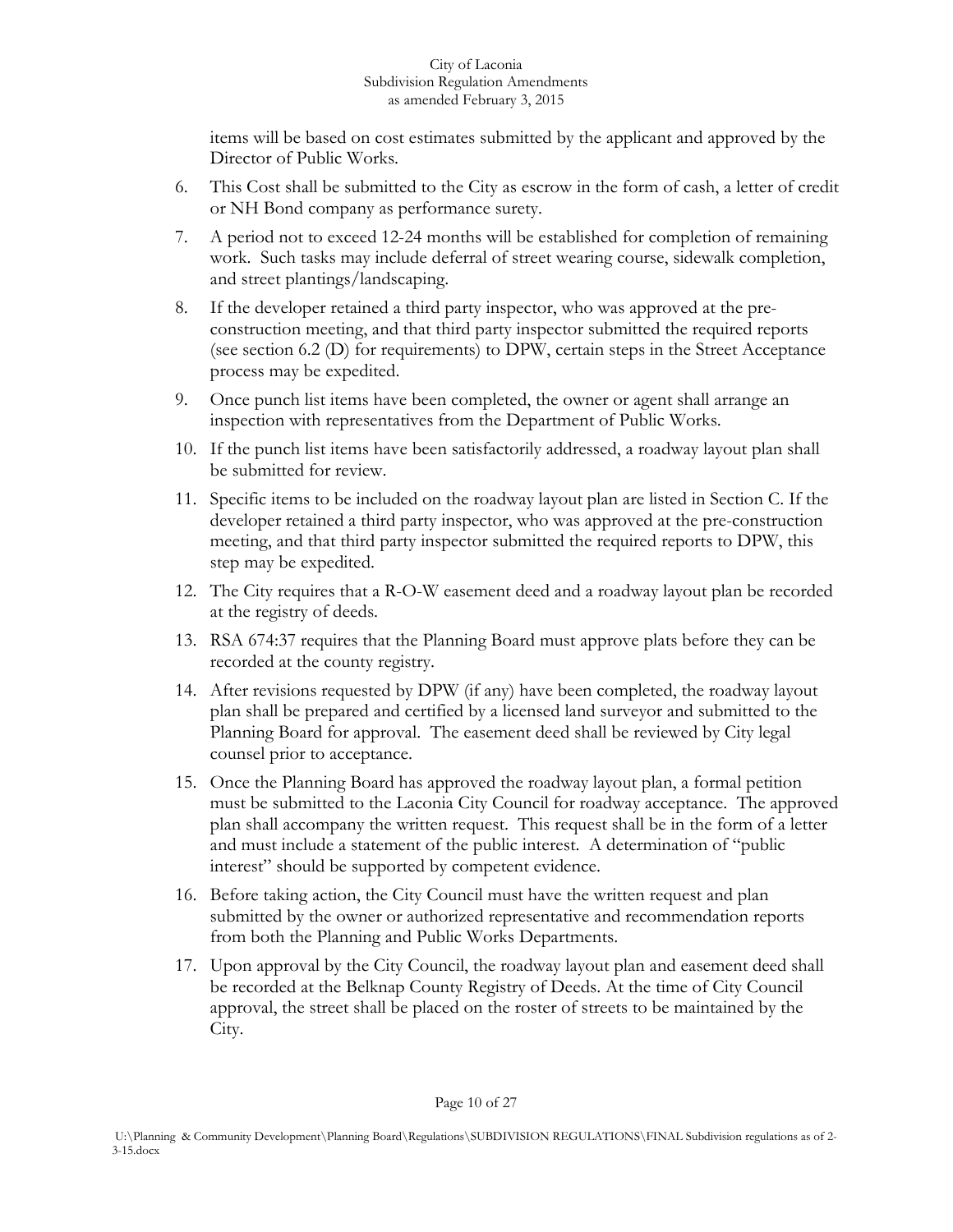items will be based on cost estimates submitted by the applicant and approved by the Director of Public Works.

6. This Cost shall be submitted to the City as escrow in the form of cash, a letter of credit or NH Bond company as performance surety.
7. A period not to exceed 12-24 months will be established for completion of remaining work. Such tasks may include deferral of street wearing course, sidewalk completion, and street plantings/landscaping.
8. If the developer retained a third party inspector, who was approved at the pre-construction meeting, and that third party inspector submitted the required reports (see section 6.2 (D) for requirements) to DPW, certain steps in the Street Acceptance process may be expedited.
9. Once punch list items have been completed, the owner or agent shall arrange an inspection with representatives from the Department of Public Works.
10. If the punch list items have been satisfactorily addressed, a roadway layout plan shall be submitted for review.
11. Specific items to be included on the roadway layout plan are listed in Section C. If the developer retained a third party inspector, who was approved at the pre-construction meeting, and that third party inspector submitted the required reports to DPW, this step may be expedited.
12. The City requires that a R-O-W easement deed and a roadway layout plan be recorded at the registry of deeds.
13. RSA 674:37 requires that the Planning Board must approve plats before they can be recorded at the county registry.
14. After revisions requested by DPW (if any) have been completed, the roadway layout plan shall be prepared and certified by a licensed land surveyor and submitted to the Planning Board for approval. The easement deed shall be reviewed by City legal counsel prior to acceptance.
15. Once the Planning Board has approved the roadway layout plan, a formal petition must be submitted to the Laconia City Council for roadway acceptance. The approved plan shall accompany the written request. This request shall be in the form of a letter and must include a statement of the public interest. A determination of "public interest" should be supported by competent evidence.
16. Before taking action, the City Council must have the written request and plan submitted by the owner or authorized representative and recommendation reports from both the Planning and Public Works Departments.
17. Upon approval by the City Council, the roadway layout plan and easement deed shall be recorded at the Belknap County Registry of Deeds. At the time of City Council approval, the street shall be placed on the roster of streets to be maintained by the City.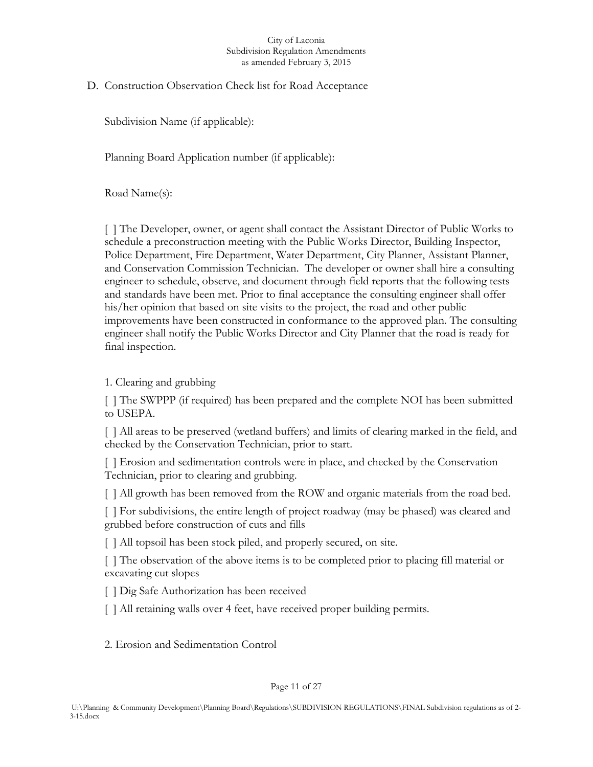D. Construction Observation Check list for Road Acceptance

Subdivision Name (if applicable):

Planning Board Application number (if applicable):

Road Name(s):

[ ] The Developer, owner, or agent shall contact the Assistant Director of Public Works to schedule a preconstruction meeting with the Public Works Director, Building Inspector, Police Department, Fire Department, Water Department, City Planner, Assistant Planner, and Conservation Commission Technician. The developer or owner shall hire a consulting engineer to schedule, observe, and document through field reports that the following tests and standards have been met. Prior to final acceptance the consulting engineer shall offer his/her opinion that based on site visits to the project, the road and other public improvements have been constructed in conformance to the approved plan. The consulting engineer shall notify the Public Works Director and City Planner that the road is ready for final inspection.

1. Clearing and grubbing

[ ] The SWPPP (if required) has been prepared and the complete NOI has been submitted to USEPA.

[ ] All areas to be preserved (wetland buffers) and limits of clearing marked in the field, and checked by the Conservation Technician, prior to start.

[ ] Erosion and sedimentation controls were in place, and checked by the Conservation Technician, prior to clearing and grubbing.

[ ] All growth has been removed from the ROW and organic materials from the road bed.

[ ] For subdivisions, the entire length of project roadway (may be phased) was cleared and grubbed before construction of cuts and fills

[ ] All topsoil has been stock piled, and properly secured, on site.

[ ] The observation of the above items is to be completed prior to placing fill material or excavating cut slopes

[ ] Dig Safe Authorization has been received

[ ] All retaining walls over 4 feet, have received proper building permits.

2. Erosion and Sedimentation Control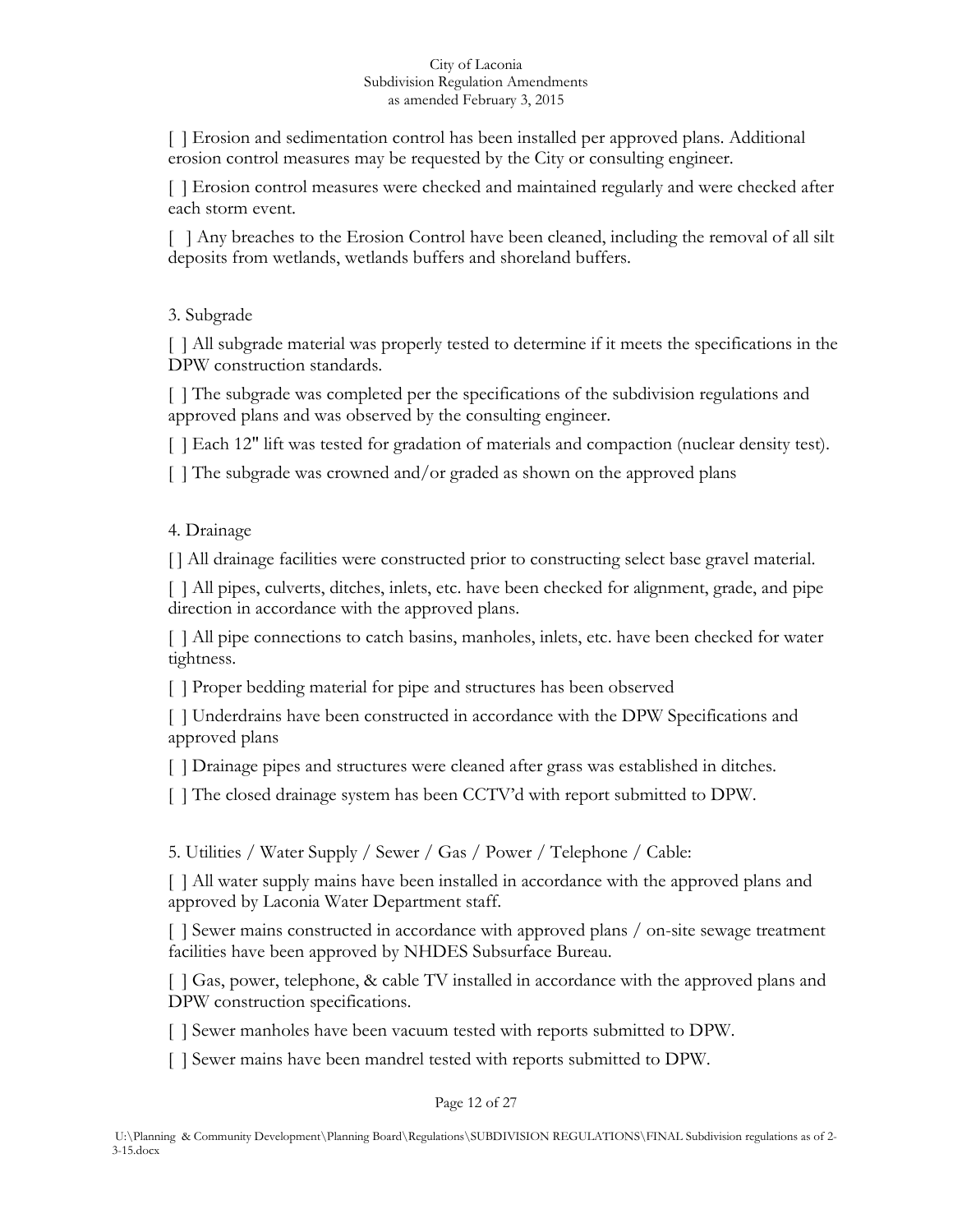[ ] Erosion and sedimentation control has been installed per approved plans. Additional erosion control measures may be requested by the City or consulting engineer.

[ ] Erosion control measures were checked and maintained regularly and were checked after each storm event.

[ ] Any breaches to the Erosion Control have been cleaned, including the removal of all silt deposits from wetlands, wetlands buffers and shoreland buffers.

3. Subgrade

[ ] All subgrade material was properly tested to determine if it meets the specifications in the DPW construction standards.

[ ] The subgrade was completed per the specifications of the subdivision regulations and approved plans and was observed by the consulting engineer.

[ ] Each 12" lift was tested for gradation of materials and compaction (nuclear density test).

[ ] The subgrade was crowned and/or graded as shown on the approved plans

4. Drainage

[] All drainage facilities were constructed prior to constructing select base gravel material.

[ ] All pipes, culverts, ditches, inlets, etc. have been checked for alignment, grade, and pipe direction in accordance with the approved plans.

[ ] All pipe connections to catch basins, manholes, inlets, etc. have been checked for water tightness.

[ ] Proper bedding material for pipe and structures has been observed

[ ] Underdrains have been constructed in accordance with the DPW Specifications and approved plans

[ ] Drainage pipes and structures were cleaned after grass was established in ditches.

[ ] The closed drainage system has been CCTV'd with report submitted to DPW.

5. Utilities / Water Supply / Sewer / Gas / Power / Telephone / Cable:

[ ] All water supply mains have been installed in accordance with the approved plans and approved by Laconia Water Department staff.

[ ] Sewer mains constructed in accordance with approved plans / on-site sewage treatment facilities have been approved by NHDES Subsurface Bureau.

[ ] Gas, power, telephone, & cable TV installed in accordance with the approved plans and DPW construction specifications.

[ ] Sewer manholes have been vacuum tested with reports submitted to DPW.

[ ] Sewer mains have been mandrel tested with reports submitted to DPW.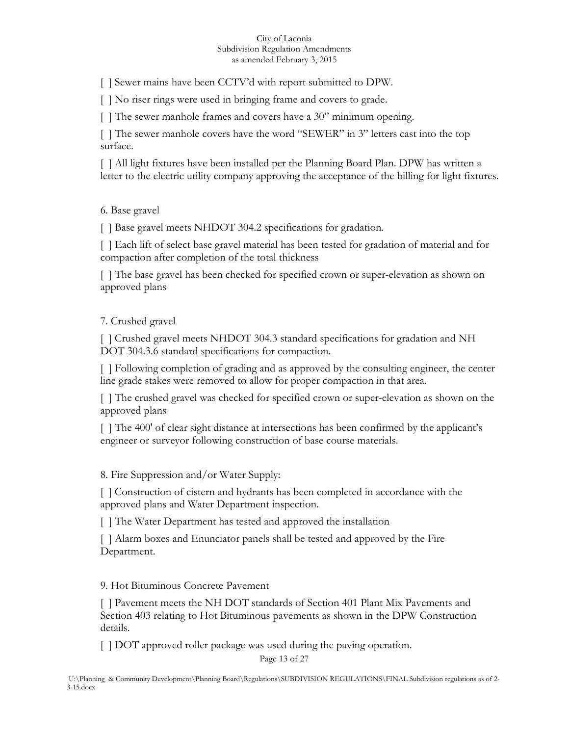[ ] Sewer mains have been CCTV'd with report submitted to DPW.

[ ] No riser rings were used in bringing frame and covers to grade.

[ ] The sewer manhole frames and covers have a 30" minimum opening.

[ ] The sewer manhole covers have the word "SEWER" in 3" letters cast into the top surface.

[ ] All light fixtures have been installed per the Planning Board Plan. DPW has written a letter to the electric utility company approving the acceptance of the billing for light fixtures.

6. Base gravel

[ ] Base gravel meets NHDOT 304.2 specifications for gradation.

[ ] Each lift of select base gravel material has been tested for gradation of material and for compaction after completion of the total thickness

[ ] The base gravel has been checked for specified crown or super-elevation as shown on approved plans

7. Crushed gravel

[ ] Crushed gravel meets NHDOT 304.3 standard specifications for gradation and NH DOT 304.3.6 standard specifications for compaction.

[ ] Following completion of grading and as approved by the consulting engineer, the center line grade stakes were removed to allow for proper compaction in that area.

[ ] The crushed gravel was checked for specified crown or super-elevation as shown on the approved plans

[ ] The 400' of clear sight distance at intersections has been confirmed by the applicant's engineer or surveyor following construction of base course materials.

8. Fire Suppression and/or Water Supply:

[ ] Construction of cistern and hydrants has been completed in accordance with the approved plans and Water Department inspection.

[ ] The Water Department has tested and approved the installation

[ ] Alarm boxes and Enunciator panels shall be tested and approved by the Fire Department.

9. Hot Bituminous Concrete Pavement

[ ] Pavement meets the NH DOT standards of Section 401 Plant Mix Pavements and Section 403 relating to Hot Bituminous pavements as shown in the DPW Construction details.

[ ] DOT approved roller package was used during the paving operation.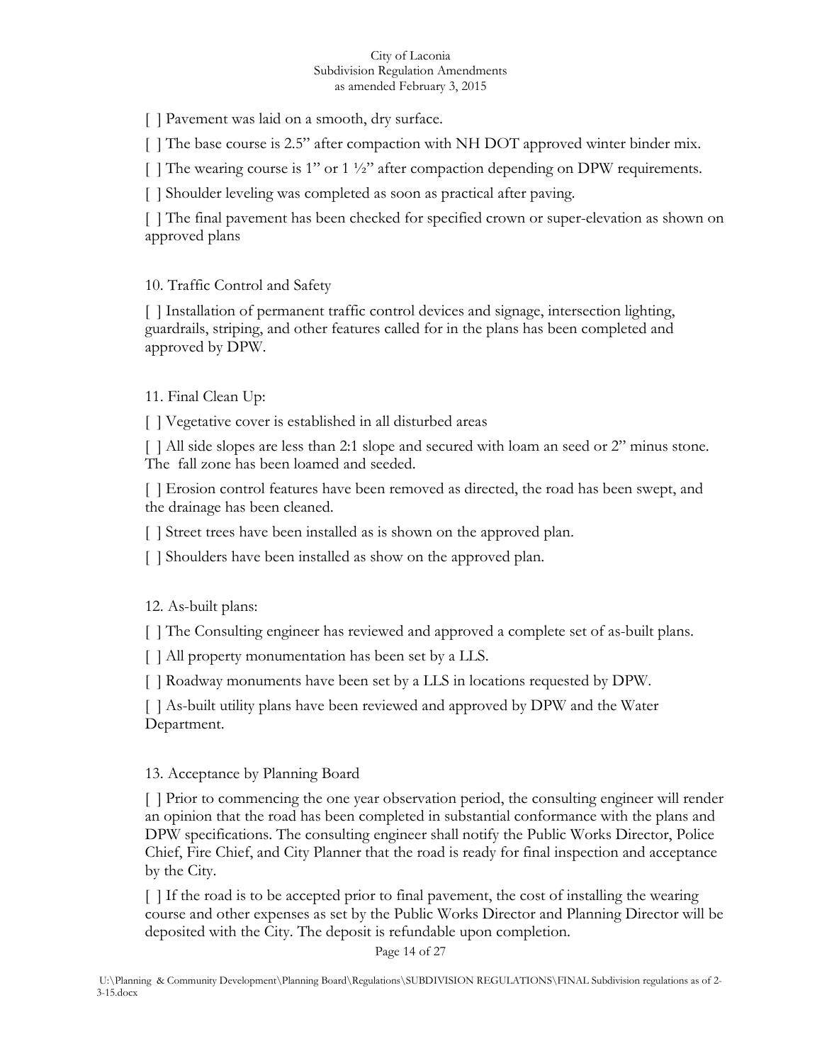[ ] Pavement was laid on a smooth, dry surface.

[ ] The base course is 2.5" after compaction with NH DOT approved winter binder mix.

[ ] The wearing course is 1" or 1 ½" after compaction depending on DPW requirements.

[ ] Shoulder leveling was completed as soon as practical after paving.

[ ] The final pavement has been checked for specified crown or super-elevation as shown on approved plans

10. Traffic Control and Safety

[ ] Installation of permanent traffic control devices and signage, intersection lighting, guardrails, striping, and other features called for in the plans has been completed and approved by DPW.

11. Final Clean Up:

[ ] Vegetative cover is established in all disturbed areas

[ ] All side slopes are less than 2:1 slope and secured with loam an seed or 2" minus stone. The fall zone has been loamed and seeded.

[ ] Erosion control features have been removed as directed, the road has been swept, and the drainage has been cleaned.

[ ] Street trees have been installed as is shown on the approved plan.

[ ] Shoulders have been installed as show on the approved plan.

12. As-built plans:

[ ] The Consulting engineer has reviewed and approved a complete set of as-built plans.

[ ] All property monumentation has been set by a LLS.

[ ] Roadway monuments have been set by a LLS in locations requested by DPW.

[ ] As-built utility plans have been reviewed and approved by DPW and the Water Department.

13. Acceptance by Planning Board

[ ] Prior to commencing the one year observation period, the consulting engineer will render an opinion that the road has been completed in substantial conformance with the plans and DPW specifications. The consulting engineer shall notify the Public Works Director, Police Chief, Fire Chief, and City Planner that the road is ready for final inspection and acceptance by the City.

[ ] If the road is to be accepted prior to final pavement, the cost of installing the wearing course and other expenses as set by the Public Works Director and Planning Director will be deposited with the City. The deposit is refundable upon completion.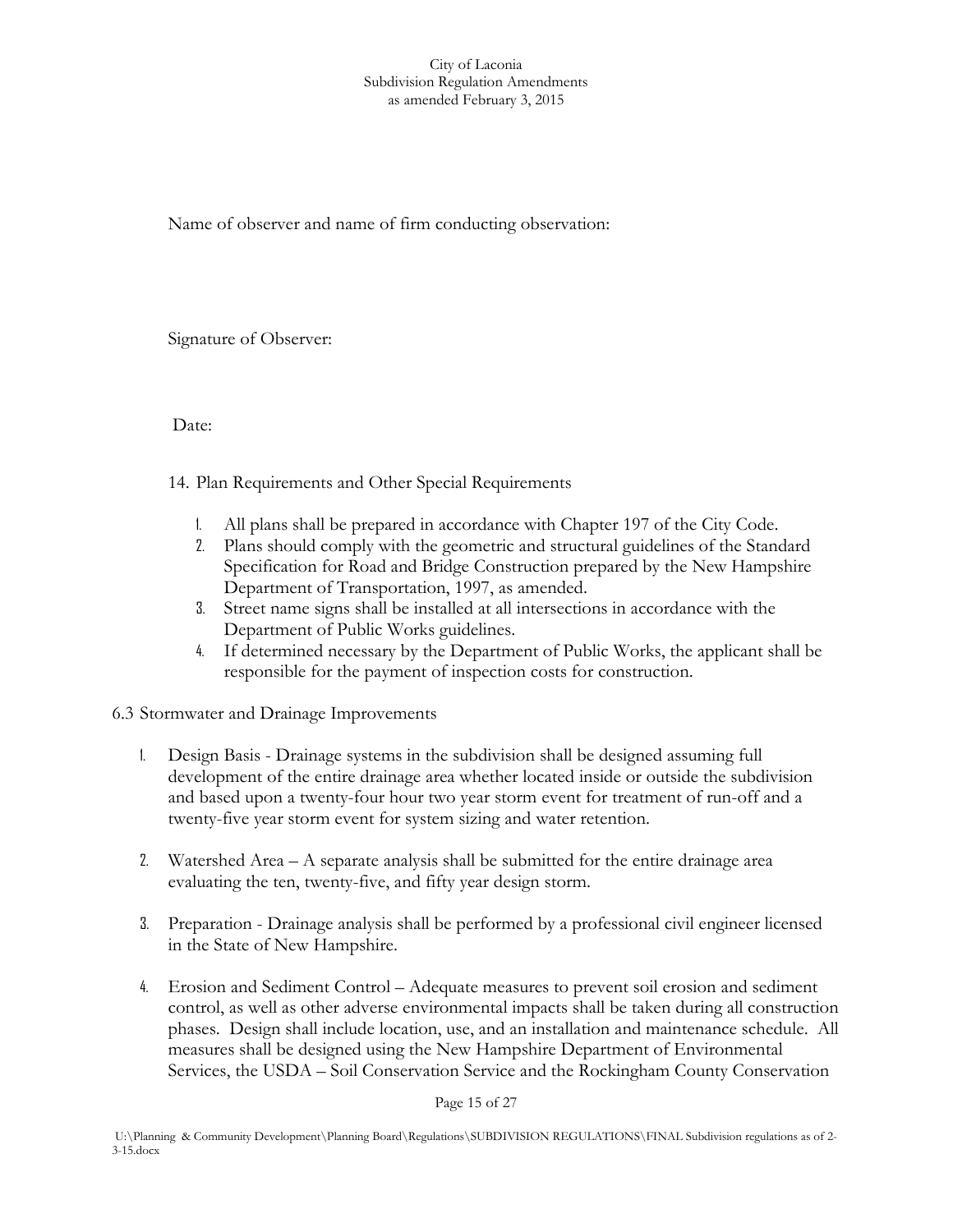Name of observer and name of firm conducting observation:

Signature of Observer:

Date:

14. Plan Requirements and Other Special Requirements

    1. All plans shall be prepared in accordance with Chapter 197 of the City Code.
    2. Plans should comply with the geometric and structural guidelines of the Standard Specification for Road and Bridge Construction prepared by the New Hampshire Department of Transportation, 1997, as amended.
    3. Street name signs shall be installed at all intersections in accordance with the Department of Public Works guidelines.
    4. If determined necessary by the Department of Public Works, the applicant shall be responsible for the payment of inspection costs for construction.

6.3 Stormwater and Drainage Improvements

1. Design Basis - Drainage systems in the subdivision shall be designed assuming full development of the entire drainage area whether located inside or outside the subdivision and based upon a twenty-four hour two year storm event for treatment of run-off and a twenty-five year storm event for system sizing and water retention.

2. Watershed Area – A separate analysis shall be submitted for the entire drainage area evaluating the ten, twenty-five, and fifty year design storm.

3. Preparation - Drainage analysis shall be performed by a professional civil engineer licensed in the State of New Hampshire.

4. Erosion and Sediment Control – Adequate measures to prevent soil erosion and sediment control, as well as other adverse environmental impacts shall be taken during all construction phases. Design shall include location, use, and an installation and maintenance schedule. All measures shall be designed using the New Hampshire Department of Environmental Services, the USDA – Soil Conservation Service and the Rockingham County Conservation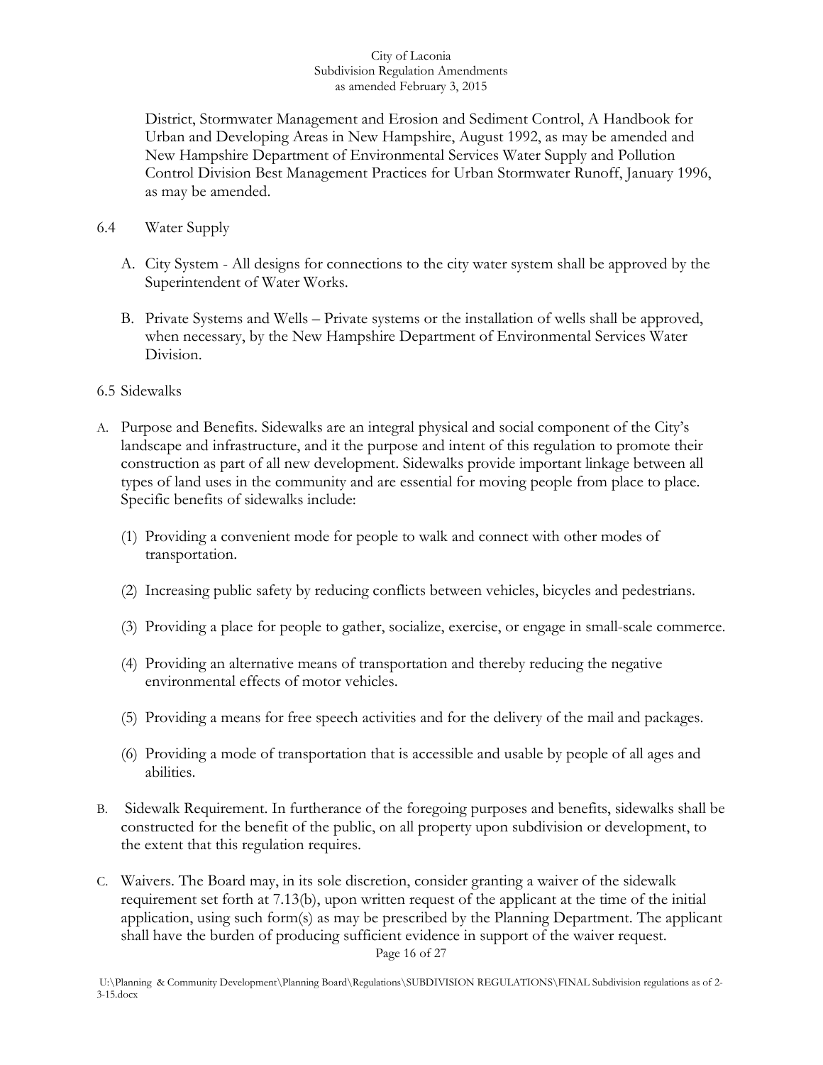District, Stormwater Management and Erosion and Sediment Control, A Handbook for Urban and Developing Areas in New Hampshire, August 1992, as may be amended and New Hampshire Department of Environmental Services Water Supply and Pollution Control Division Best Management Practices for Urban Stormwater Runoff, January 1996, as may be amended.

6.4 Water Supply

A. City System - All designs for connections to the city water system shall be approved by the Superintendent of Water Works.

B. Private Systems and Wells – Private systems or the installation of wells shall be approved, when necessary, by the New Hampshire Department of Environmental Services Water Division.

6.5 Sidewalks

A. Purpose and Benefits. Sidewalks are an integral physical and social component of the City's landscape and infrastructure, and it the purpose and intent of this regulation to promote their construction as part of all new development. Sidewalks provide important linkage between all types of land uses in the community and are essential for moving people from place to place. Specific benefits of sidewalks include:

(1) Providing a convenient mode for people to walk and connect with other modes of transportation.

(2) Increasing public safety by reducing conflicts between vehicles, bicycles and pedestrians.

(3) Providing a place for people to gather, socialize, exercise, or engage in small-scale commerce.

(4) Providing an alternative means of transportation and thereby reducing the negative environmental effects of motor vehicles.

(5) Providing a means for free speech activities and for the delivery of the mail and packages.

(6) Providing a mode of transportation that is accessible and usable by people of all ages and abilities.

B. Sidewalk Requirement. In furtherance of the foregoing purposes and benefits, sidewalks shall be constructed for the benefit of the public, on all property upon subdivision or development, to the extent that this regulation requires.

C. Waivers. The Board may, in its sole discretion, consider granting a waiver of the sidewalk requirement set forth at 7.13(b), upon written request of the applicant at the time of the initial application, using such form(s) as may be prescribed by the Planning Department. The applicant shall have the burden of producing sufficient evidence in support of the waiver request.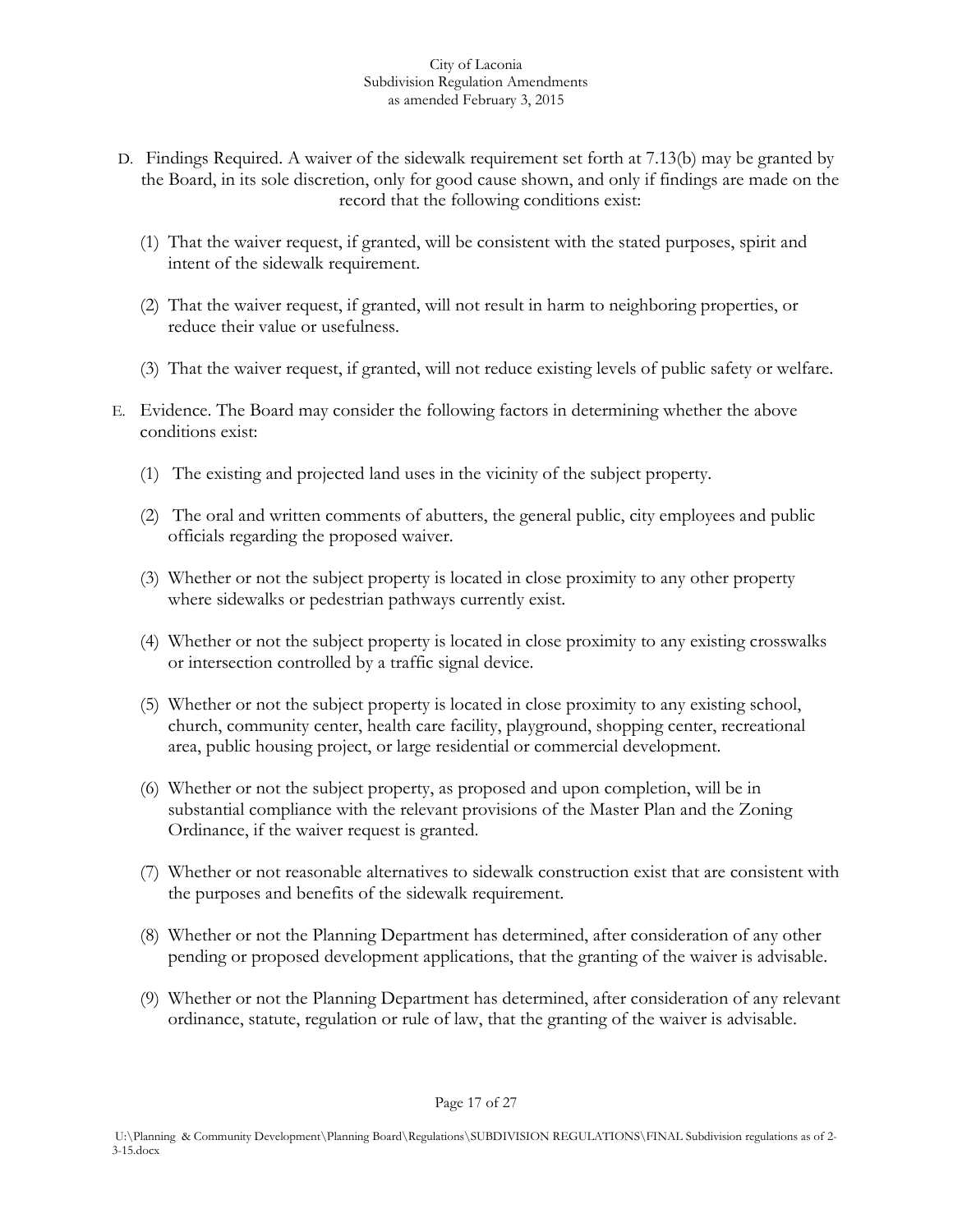D. Findings Required. A waiver of the sidewalk requirement set forth at 7.13(b) may be granted by the Board, in its sole discretion, only for good cause shown, and only if findings are made on the record that the following conditions exist:

(1) That the waiver request, if granted, will be consistent with the stated purposes, spirit and intent of the sidewalk requirement.

(2) That the waiver request, if granted, will not result in harm to neighboring properties, or reduce their value or usefulness.

(3) That the waiver request, if granted, will not reduce existing levels of public safety or welfare.

E. Evidence. The Board may consider the following factors in determining whether the above conditions exist:

(1) The existing and projected land uses in the vicinity of the subject property.

(2) The oral and written comments of abutters, the general public, city employees and public officials regarding the proposed waiver.

(3) Whether or not the subject property is located in close proximity to any other property where sidewalks or pedestrian pathways currently exist.

(4) Whether or not the subject property is located in close proximity to any existing crosswalks or intersection controlled by a traffic signal device.

(5) Whether or not the subject property is located in close proximity to any existing school, church, community center, health care facility, playground, shopping center, recreational area, public housing project, or large residential or commercial development.

(6) Whether or not the subject property, as proposed and upon completion, will be in substantial compliance with the relevant provisions of the Master Plan and the Zoning Ordinance, if the waiver request is granted.

(7) Whether or not reasonable alternatives to sidewalk construction exist that are consistent with the purposes and benefits of the sidewalk requirement.

(8) Whether or not the Planning Department has determined, after consideration of any other pending or proposed development applications, that the granting of the waiver is advisable.

(9) Whether or not the Planning Department has determined, after consideration of any relevant ordinance, statute, regulation or rule of law, that the granting of the waiver is advisable.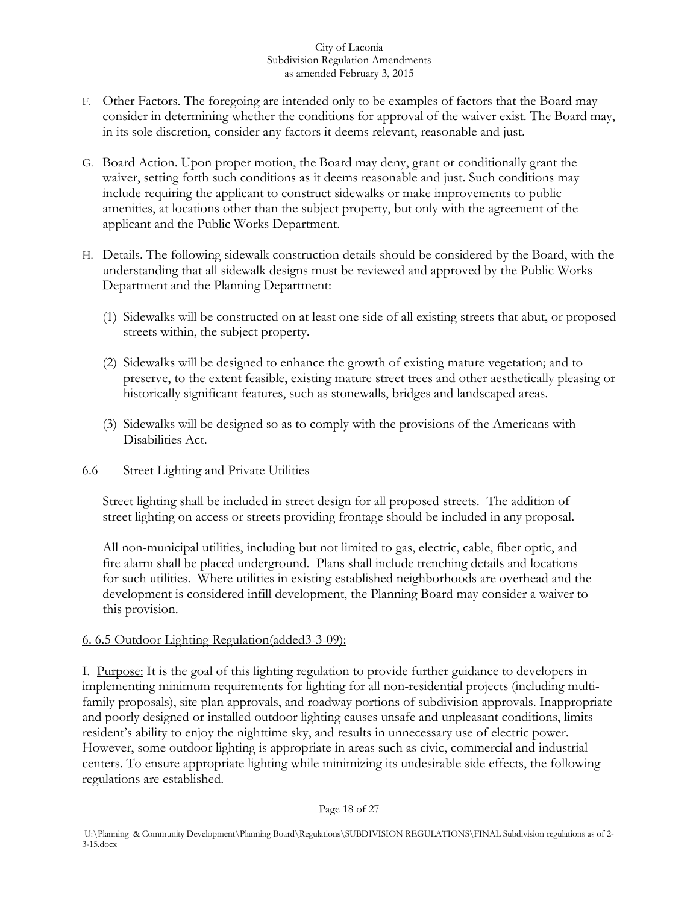F. Other Factors. The foregoing are intended only to be examples of factors that the Board may consider in determining whether the conditions for approval of the waiver exist. The Board may, in its sole discretion, consider any factors it deems relevant, reasonable and just.

G. Board Action. Upon proper motion, the Board may deny, grant or conditionally grant the waiver, setting forth such conditions as it deems reasonable and just. Such conditions may include requiring the applicant to construct sidewalks or make improvements to public amenities, at locations other than the subject property, but only with the agreement of the applicant and the Public Works Department.

H. Details. The following sidewalk construction details should be considered by the Board, with the understanding that all sidewalk designs must be reviewed and approved by the Public Works Department and the Planning Department:

(1) Sidewalks will be constructed on at least one side of all existing streets that abut, or proposed streets within, the subject property.

(2) Sidewalks will be designed to enhance the growth of existing mature vegetation; and to preserve, to the extent feasible, existing mature street trees and other aesthetically pleasing or historically significant features, such as stonewalls, bridges and landscaped areas.

(3) Sidewalks will be designed so as to comply with the provisions of the Americans with Disabilities Act.

6.6 Street Lighting and Private Utilities

Street lighting shall be included in street design for all proposed streets. The addition of street lighting on access or streets providing frontage should be included in any proposal.

All non-municipal utilities, including but not limited to gas, electric, cable, fiber optic, and fire alarm shall be placed underground. Plans shall include trenching details and locations for such utilities. Where utilities in existing established neighborhoods are overhead and the development is considered infill development, the Planning Board may consider a waiver to this provision.

<u>6. 6.5 Outdoor Lighting Regulation(added3-3-09):</u>

I. <u>Purpose:</u> It is the goal of this lighting regulation to provide further guidance to developers in implementing minimum requirements for lighting for all non-residential projects (including multi-family proposals), site plan approvals, and roadway portions of subdivision approvals. Inappropriate and poorly designed or installed outdoor lighting causes unsafe and unpleasant conditions, limits resident's ability to enjoy the nighttime sky, and results in unnecessary use of electric power. However, some outdoor lighting is appropriate in areas such as civic, commercial and industrial centers. To ensure appropriate lighting while minimizing its undesirable side effects, the following regulations are established.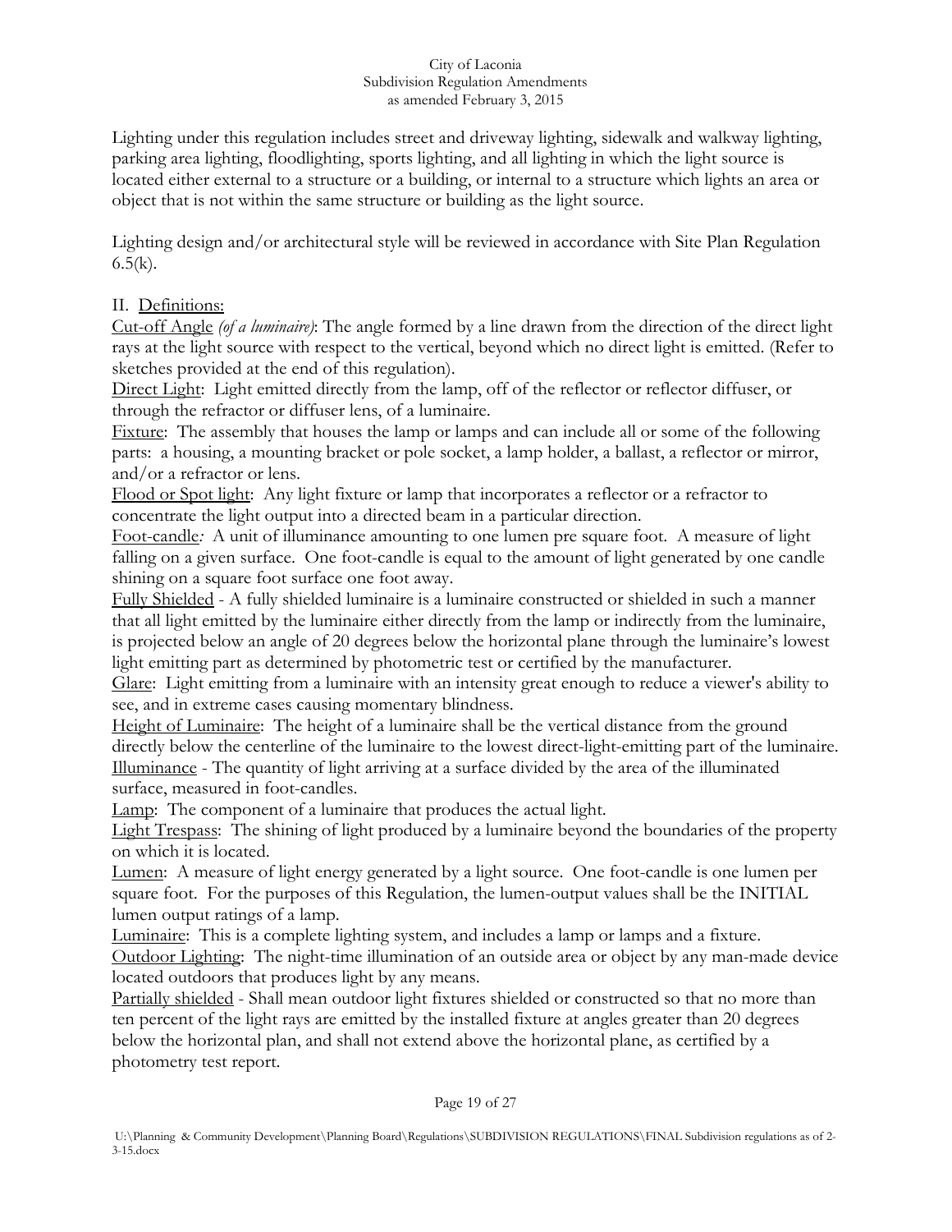Lighting under this regulation includes street and driveway lighting, sidewalk and walkway lighting, parking area lighting, floodlighting, sports lighting, and all lighting in which the light source is located either external to a structure or a building, or internal to a structure which lights an area or object that is not within the same structure or building as the light source.

Lighting design and/or architectural style will be reviewed in accordance with Site Plan Regulation 6.5(k).

II. Definitions:

Cut-off Angle *(of a luminaire)*: The angle formed by a line drawn from the direction of the direct light rays at the light source with respect to the vertical, beyond which no direct light is emitted. (Refer to sketches provided at the end of this regulation).

Direct Light: Light emitted directly from the lamp, off of the reflector or reflector diffuser, or through the refractor or diffuser lens, of a luminaire.

Fixture: The assembly that houses the lamp or lamps and can include all or some of the following parts: a housing, a mounting bracket or pole socket, a lamp holder, a ballast, a reflector or mirror, and/or a refractor or lens.

Flood or Spot light: Any light fixture or lamp that incorporates a reflector or a refractor to concentrate the light output into a directed beam in a particular direction.

Foot-candle: A unit of illuminance amounting to one lumen pre square foot. A measure of light falling on a given surface. One foot-candle is equal to the amount of light generated by one candle shining on a square foot surface one foot away.

Fully Shielded - A fully shielded luminaire is a luminaire constructed or shielded in such a manner that all light emitted by the luminaire either directly from the lamp or indirectly from the luminaire, is projected below an angle of 20 degrees below the horizontal plane through the luminaire's lowest light emitting part as determined by photometric test or certified by the manufacturer.

Glare: Light emitting from a luminaire with an intensity great enough to reduce a viewer's ability to see, and in extreme cases causing momentary blindness.

Height of Luminaire: The height of a luminaire shall be the vertical distance from the ground directly below the centerline of the luminaire to the lowest direct-light-emitting part of the luminaire.

Illuminance - The quantity of light arriving at a surface divided by the area of the illuminated surface, measured in foot-candles.

Lamp: The component of a luminaire that produces the actual light.

Light Trespass: The shining of light produced by a luminaire beyond the boundaries of the property on which it is located.

Lumen: A measure of light energy generated by a light source. One foot-candle is one lumen per square foot. For the purposes of this Regulation, the lumen-output values shall be the INITIAL lumen output ratings of a lamp.

Luminaire: This is a complete lighting system, and includes a lamp or lamps and a fixture.

Outdoor Lighting: The night-time illumination of an outside area or object by any man-made device located outdoors that produces light by any means.

Partially shielded - Shall mean outdoor light fixtures shielded or constructed so that no more than ten percent of the light rays are emitted by the installed fixture at angles greater than 20 degrees below the horizontal plan, and shall not extend above the horizontal plane, as certified by a photometry test report.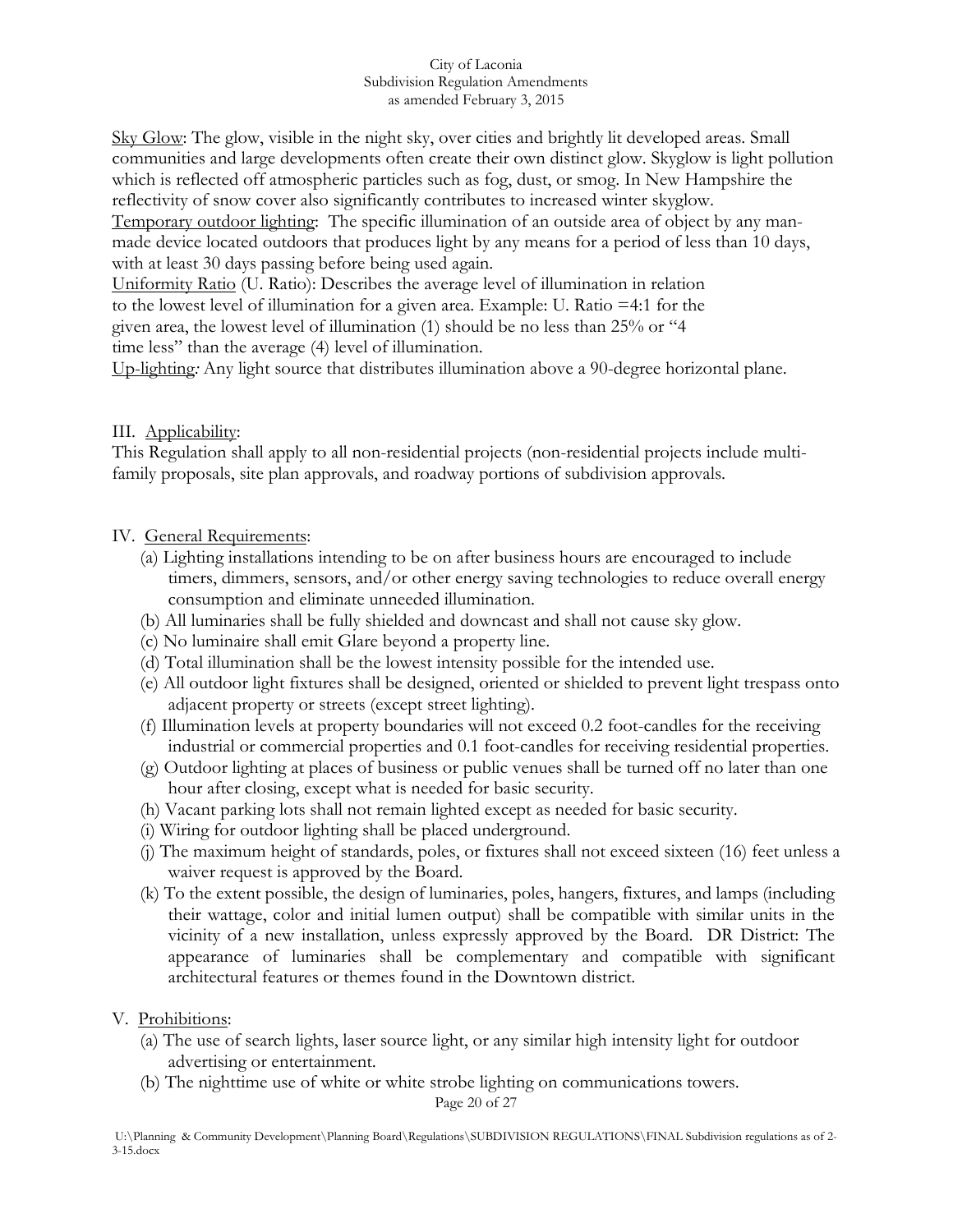Sky Glow: The glow, visible in the night sky, over cities and brightly lit developed areas. Small communities and large developments often create their own distinct glow. Skyglow is light pollution which is reflected off atmospheric particles such as fog, dust, or smog. In New Hampshire the reflectivity of snow cover also significantly contributes to increased winter skyglow.

Temporary outdoor lighting: The specific illumination of an outside area of object by any man-made device located outdoors that produces light by any means for a period of less than 10 days, with at least 30 days passing before being used again.

Uniformity Ratio (U. Ratio): Describes the average level of illumination in relation to the lowest level of illumination for a given area. Example: U. Ratio =4:1 for the given area, the lowest level of illumination (1) should be no less than 25% or "4 time less" than the average (4) level of illumination.

Up-lighting*:* Any light source that distributes illumination above a 90-degree horizontal plane.

III. Applicability:

This Regulation shall apply to all non-residential projects (non-residential projects include multi-family proposals, site plan approvals, and roadway portions of subdivision approvals.

IV. General Requirements:

(a) Lighting installations intending to be on after business hours are encouraged to include timers, dimmers, sensors, and/or other energy saving technologies to reduce overall energy consumption and eliminate unneeded illumination.

(b) All luminaries shall be fully shielded and downcast and shall not cause sky glow.

(c) No luminaire shall emit Glare beyond a property line.

(d) Total illumination shall be the lowest intensity possible for the intended use.

(e) All outdoor light fixtures shall be designed, oriented or shielded to prevent light trespass onto adjacent property or streets (except street lighting).

(f) Illumination levels at property boundaries will not exceed 0.2 foot-candles for the receiving industrial or commercial properties and 0.1 foot-candles for receiving residential properties.

(g) Outdoor lighting at places of business or public venues shall be turned off no later than one hour after closing, except what is needed for basic security.

(h) Vacant parking lots shall not remain lighted except as needed for basic security.

(i) Wiring for outdoor lighting shall be placed underground.

(j) The maximum height of standards, poles, or fixtures shall not exceed sixteen (16) feet unless a waiver request is approved by the Board.

(k) To the extent possible, the design of luminaries, poles, hangers, fixtures, and lamps (including their wattage, color and initial lumen output) shall be compatible with similar units in the vicinity of a new installation, unless expressly approved by the Board. DR District: The appearance of luminaries shall be complementary and compatible with significant architectural features or themes found in the Downtown district.

V. Prohibitions:

(a) The use of search lights, laser source light, or any similar high intensity light for outdoor advertising or entertainment.

(b) The nighttime use of white or white strobe lighting on communications towers.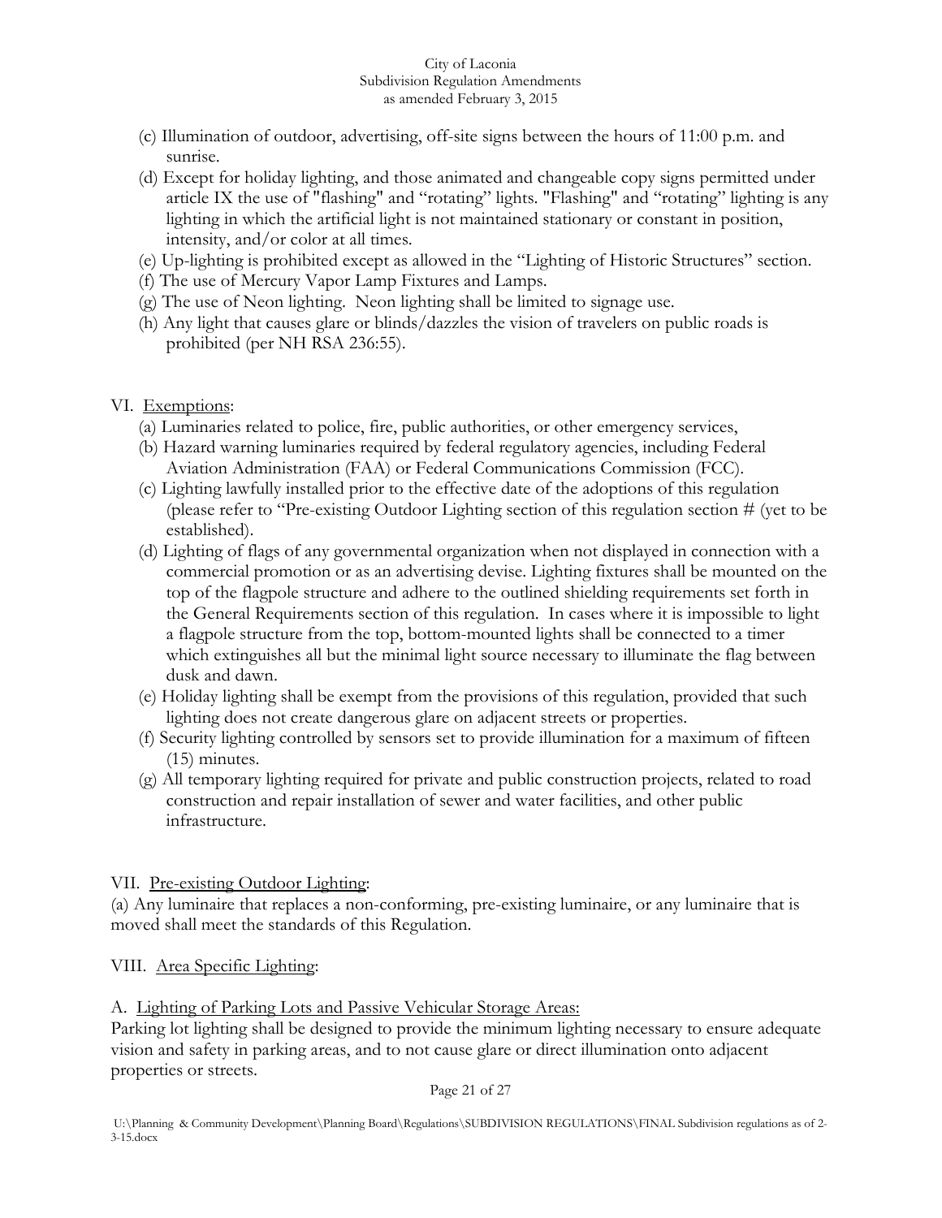(c) Illumination of outdoor, advertising, off-site signs between the hours of 11:00 p.m. and sunrise.

(d) Except for holiday lighting, and those animated and changeable copy signs permitted under article IX the use of "flashing" and "rotating" lights. "Flashing" and "rotating" lighting is any lighting in which the artificial light is not maintained stationary or constant in position, intensity, and/or color at all times.

(e) Up-lighting is prohibited except as allowed in the "Lighting of Historic Structures" section.

(f) The use of Mercury Vapor Lamp Fixtures and Lamps.

(g) The use of Neon lighting. Neon lighting shall be limited to signage use.

(h) Any light that causes glare or blinds/dazzles the vision of travelers on public roads is prohibited (per NH RSA 236:55).

VI. <u>Exemptions</u>:

(a) Luminaries related to police, fire, public authorities, or other emergency services,

(b) Hazard warning luminaries required by federal regulatory agencies, including Federal Aviation Administration (FAA) or Federal Communications Commission (FCC).

(c) Lighting lawfully installed prior to the effective date of the adoptions of this regulation (please refer to "Pre-existing Outdoor Lighting section of this regulation section # (yet to be established).

(d) Lighting of flags of any governmental organization when not displayed in connection with a commercial promotion or as an advertising devise. Lighting fixtures shall be mounted on the top of the flagpole structure and adhere to the outlined shielding requirements set forth in the General Requirements section of this regulation. In cases where it is impossible to light a flagpole structure from the top, bottom-mounted lights shall be connected to a timer which extinguishes all but the minimal light source necessary to illuminate the flag between dusk and dawn.

(e) Holiday lighting shall be exempt from the provisions of this regulation, provided that such lighting does not create dangerous glare on adjacent streets or properties.

(f) Security lighting controlled by sensors set to provide illumination for a maximum of fifteen (15) minutes.

(g) All temporary lighting required for private and public construction projects, related to road construction and repair installation of sewer and water facilities, and other public infrastructure.

VII. <u>Pre-existing Outdoor Lighting</u>:

(a) Any luminaire that replaces a non-conforming, pre-existing luminaire, or any luminaire that is moved shall meet the standards of this Regulation.

VIII. <u>Area Specific Lighting</u>:

A. <u>Lighting of Parking Lots and Passive Vehicular Storage Areas:</u>

Parking lot lighting shall be designed to provide the minimum lighting necessary to ensure adequate vision and safety in parking areas, and to not cause glare or direct illumination onto adjacent properties or streets.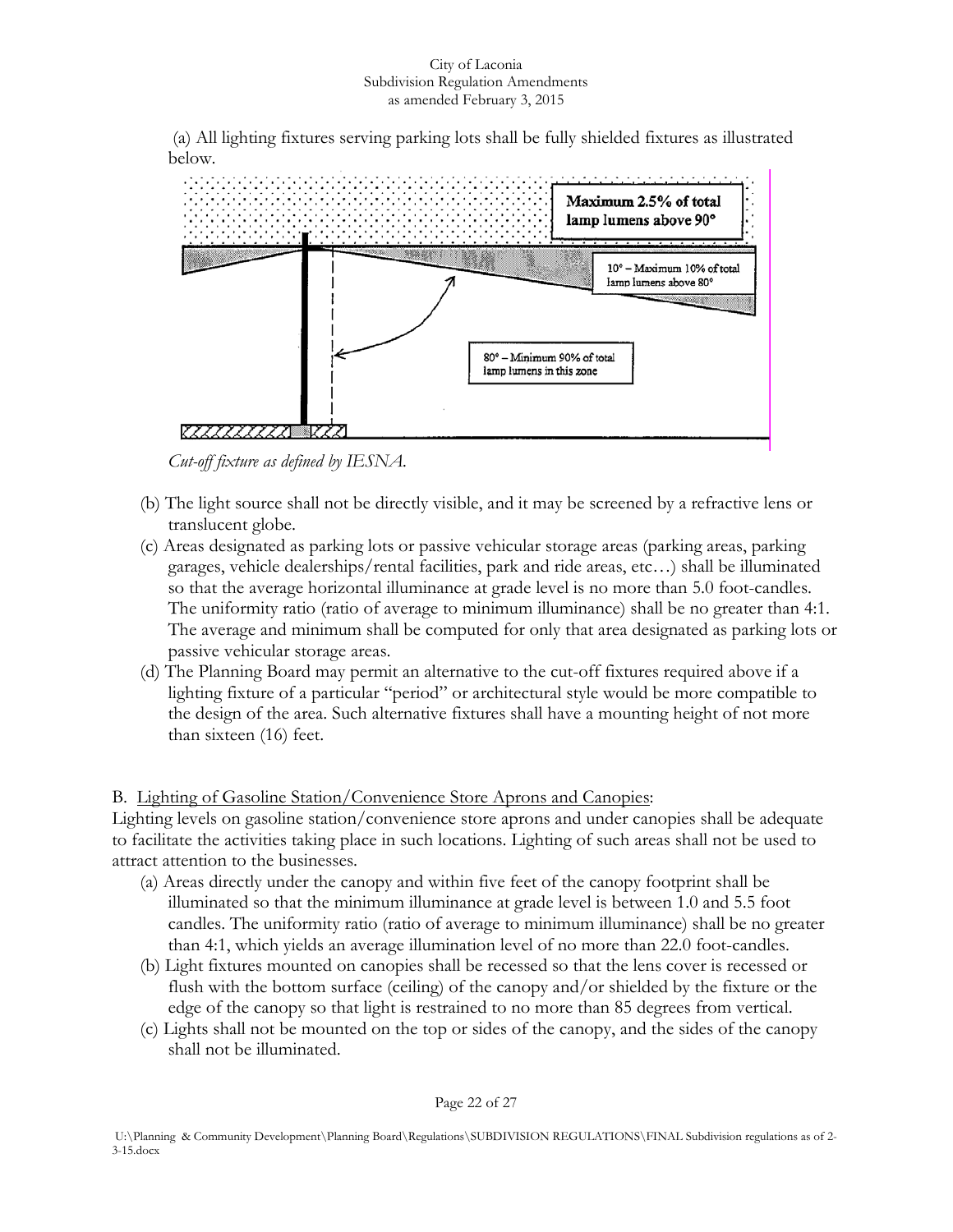(a) All lighting fixtures serving parking lots shall be fully shielded fixtures as illustrated below.

Maximum 2.5% of total lamp lumens above 90°

10° – Maximum 10% of total lamp lumens above 80°

80° – Minimum 90% of total lamp lumens in this zone

*Cut-off fixture as defined by IESNA.*

(b) The light source shall not be directly visible, and it may be screened by a refractive lens or translucent globe.

(c) Areas designated as parking lots or passive vehicular storage areas (parking areas, parking garages, vehicle dealerships/rental facilities, park and ride areas, etc…) shall be illuminated so that the average horizontal illuminance at grade level is no more than 5.0 foot-candles. The uniformity ratio (ratio of average to minimum illuminance) shall be no greater than 4:1. The average and minimum shall be computed for only that area designated as parking lots or passive vehicular storage areas.

(d) The Planning Board may permit an alternative to the cut-off fixtures required above if a lighting fixture of a particular "period" or architectural style would be more compatible to the design of the area. Such alternative fixtures shall have a mounting height of not more than sixteen (16) feet.

B. Lighting of Gasoline Station/Convenience Store Aprons and Canopies:

Lighting levels on gasoline station/convenience store aprons and under canopies shall be adequate to facilitate the activities taking place in such locations. Lighting of such areas shall not be used to attract attention to the businesses.

(a) Areas directly under the canopy and within five feet of the canopy footprint shall be illuminated so that the minimum illuminance at grade level is between 1.0 and 5.5 foot candles. The uniformity ratio (ratio of average to minimum illuminance) shall be no greater than 4:1, which yields an average illumination level of no more than 22.0 foot-candles.

(b) Light fixtures mounted on canopies shall be recessed so that the lens cover is recessed or flush with the bottom surface (ceiling) of the canopy and/or shielded by the fixture or the edge of the canopy so that light is restrained to no more than 85 degrees from vertical.

(c) Lights shall not be mounted on the top or sides of the canopy, and the sides of the canopy shall not be illuminated.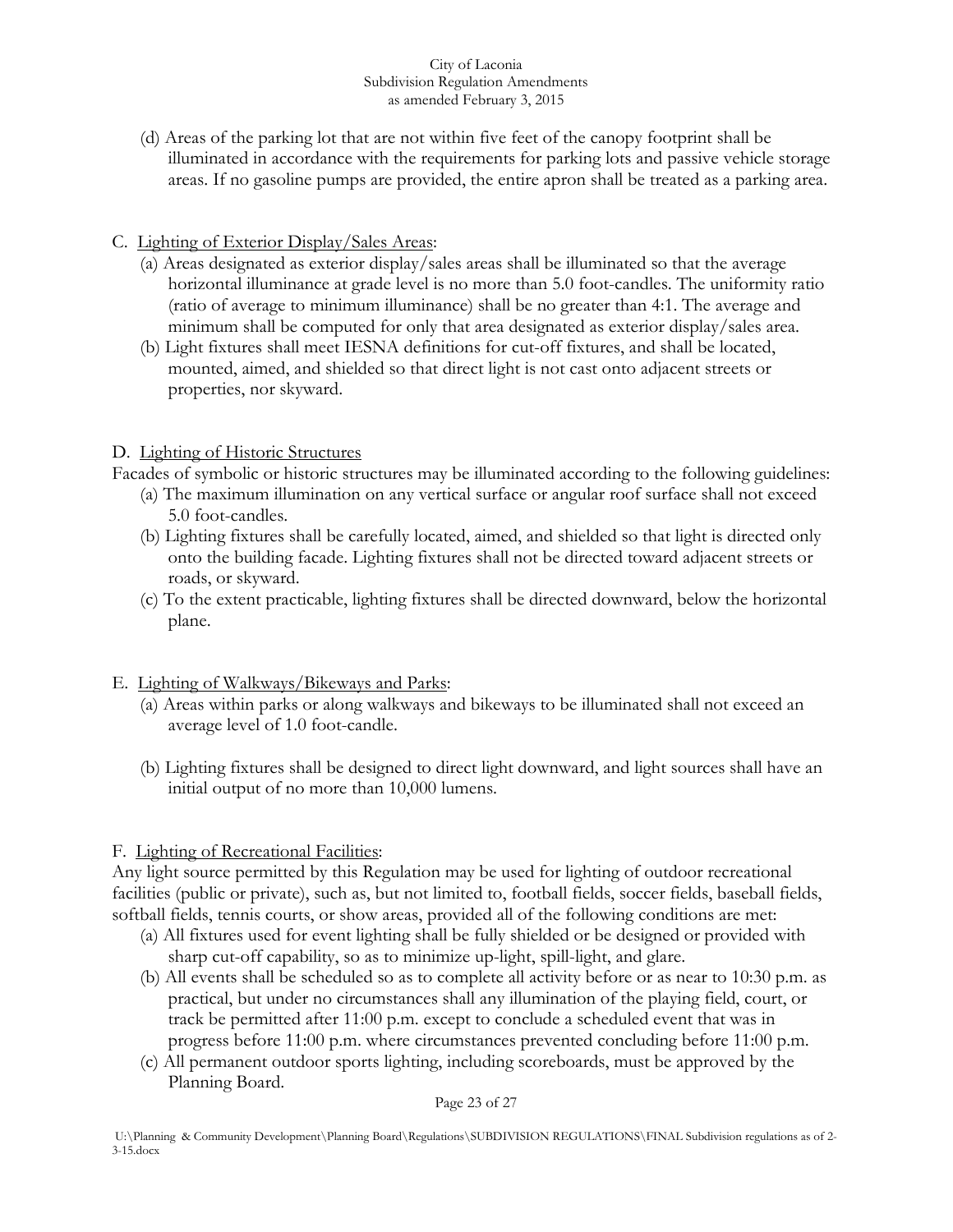(d) Areas of the parking lot that are not within five feet of the canopy footprint shall be illuminated in accordance with the requirements for parking lots and passive vehicle storage areas. If no gasoline pumps are provided, the entire apron shall be treated as a parking area.

C. Lighting of Exterior Display/Sales Areas:

(a) Areas designated as exterior display/sales areas shall be illuminated so that the average horizontal illuminance at grade level is no more than 5.0 foot-candles. The uniformity ratio (ratio of average to minimum illuminance) shall be no greater than 4:1. The average and minimum shall be computed for only that area designated as exterior display/sales area.

(b) Light fixtures shall meet IESNA definitions for cut-off fixtures, and shall be located, mounted, aimed, and shielded so that direct light is not cast onto adjacent streets or properties, nor skyward.

D. Lighting of Historic Structures

Facades of symbolic or historic structures may be illuminated according to the following guidelines:

(a) The maximum illumination on any vertical surface or angular roof surface shall not exceed 5.0 foot-candles.

(b) Lighting fixtures shall be carefully located, aimed, and shielded so that light is directed only onto the building facade. Lighting fixtures shall not be directed toward adjacent streets or roads, or skyward.

(c) To the extent practicable, lighting fixtures shall be directed downward, below the horizontal plane.

E. Lighting of Walkways/Bikeways and Parks:

(a) Areas within parks or along walkways and bikeways to be illuminated shall not exceed an average level of 1.0 foot-candle.

(b) Lighting fixtures shall be designed to direct light downward, and light sources shall have an initial output of no more than 10,000 lumens.

F. Lighting of Recreational Facilities:

Any light source permitted by this Regulation may be used for lighting of outdoor recreational facilities (public or private), such as, but not limited to, football fields, soccer fields, baseball fields, softball fields, tennis courts, or show areas, provided all of the following conditions are met:

(a) All fixtures used for event lighting shall be fully shielded or be designed or provided with sharp cut-off capability, so as to minimize up-light, spill-light, and glare.

(b) All events shall be scheduled so as to complete all activity before or as near to 10:30 p.m. as practical, but under no circumstances shall any illumination of the playing field, court, or track be permitted after 11:00 p.m. except to conclude a scheduled event that was in progress before 11:00 p.m. where circumstances prevented concluding before 11:00 p.m.

(c) All permanent outdoor sports lighting, including scoreboards, must be approved by the Planning Board.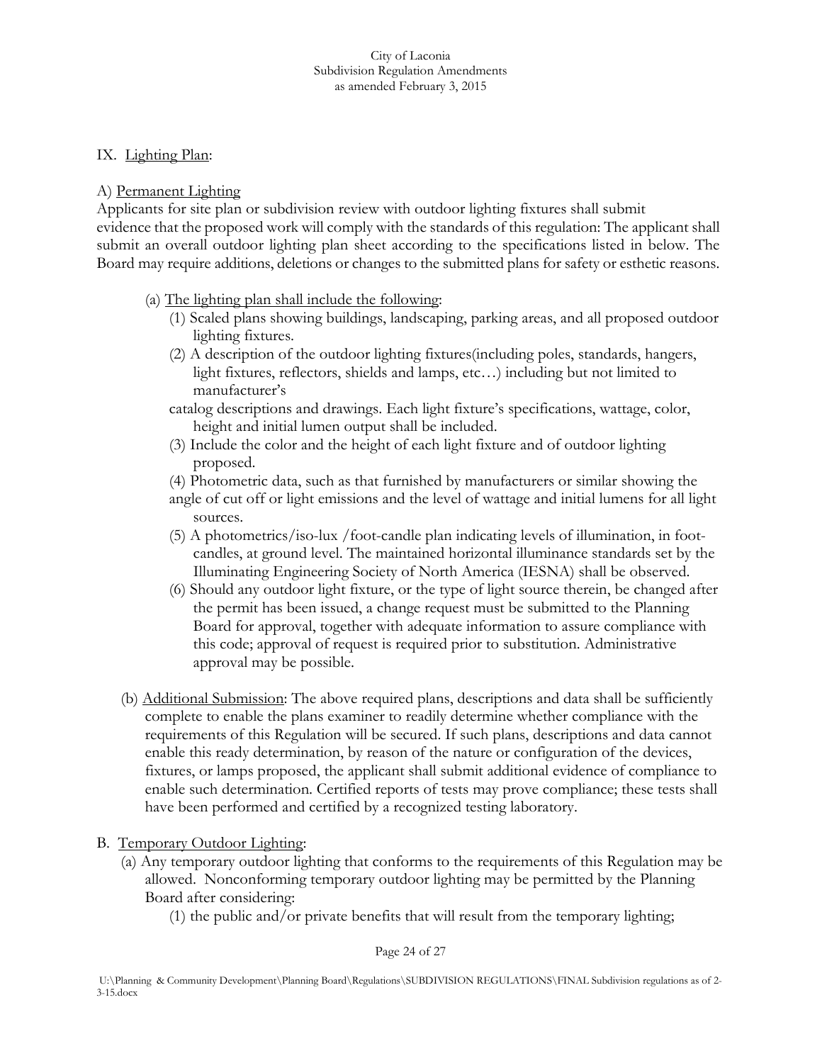## IX. Lighting Plan:

### A) Permanent Lighting

Applicants for site plan or subdivision review with outdoor lighting fixtures shall submit evidence that the proposed work will comply with the standards of this regulation: The applicant shall submit an overall outdoor lighting plan sheet according to the specifications listed in below. The Board may require additions, deletions or changes to the submitted plans for safety or esthetic reasons.

(a) The lighting plan shall include the following:

(1) Scaled plans showing buildings, landscaping, parking areas, and all proposed outdoor lighting fixtures.

(2) A description of the outdoor lighting fixtures(including poles, standards, hangers, light fixtures, reflectors, shields and lamps, etc…) including but not limited to manufacturer's catalog descriptions and drawings. Each light fixture's specifications, wattage, color, height and initial lumen output shall be included.

(3) Include the color and the height of each light fixture and of outdoor lighting proposed.

(4) Photometric data, such as that furnished by manufacturers or similar showing the angle of cut off or light emissions and the level of wattage and initial lumens for all light sources.

(5) A photometrics/iso-lux /foot-candle plan indicating levels of illumination, in foot-candles, at ground level. The maintained horizontal illuminance standards set by the Illuminating Engineering Society of North America (IESNA) shall be observed.

(6) Should any outdoor light fixture, or the type of light source therein, be changed after the permit has been issued, a change request must be submitted to the Planning Board for approval, together with adequate information to assure compliance with this code; approval of request is required prior to substitution. Administrative approval may be possible.

(b) Additional Submission: The above required plans, descriptions and data shall be sufficiently complete to enable the plans examiner to readily determine whether compliance with the requirements of this Regulation will be secured. If such plans, descriptions and data cannot enable this ready determination, by reason of the nature or configuration of the devices, fixtures, or lamps proposed, the applicant shall submit additional evidence of compliance to enable such determination. Certified reports of tests may prove compliance; these tests shall have been performed and certified by a recognized testing laboratory.

### B. Temporary Outdoor Lighting:

(a) Any temporary outdoor lighting that conforms to the requirements of this Regulation may be allowed. Nonconforming temporary outdoor lighting may be permitted by the Planning Board after considering:

(1) the public and/or private benefits that will result from the temporary lighting;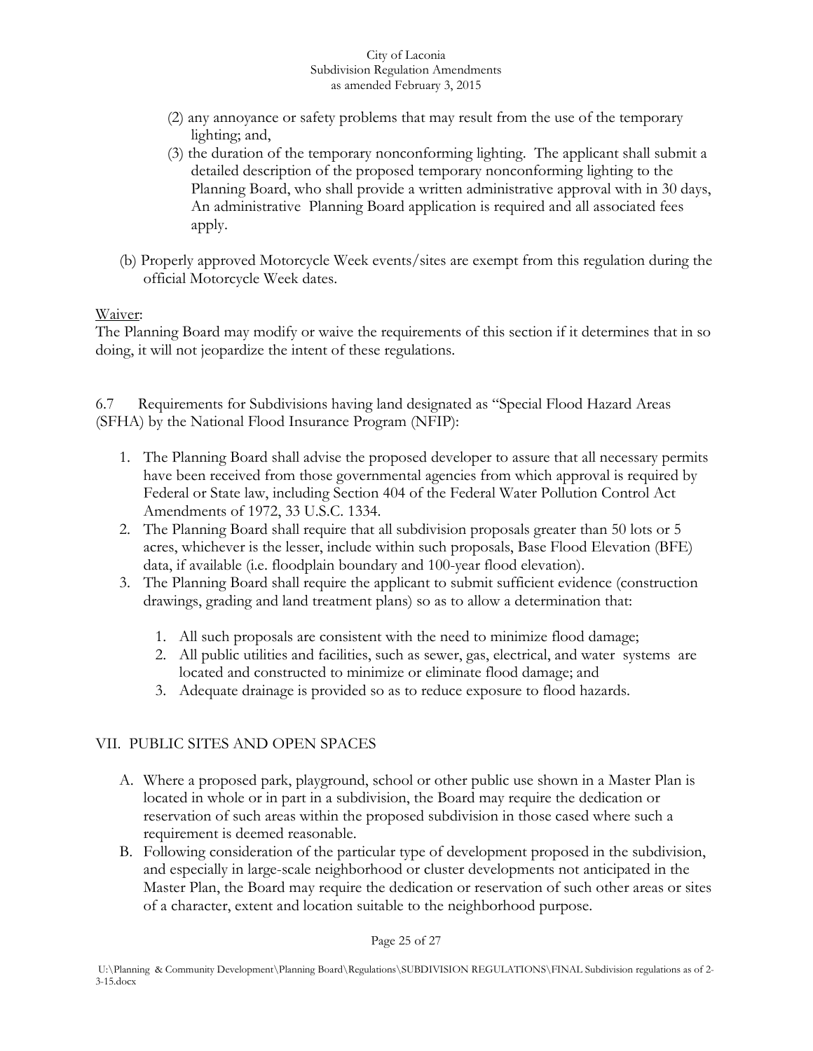(2) any annoyance or safety problems that may result from the use of the temporary lighting; and,

(3) the duration of the temporary nonconforming lighting. The applicant shall submit a detailed description of the proposed temporary nonconforming lighting to the Planning Board, who shall provide a written administrative approval with in 30 days, An administrative Planning Board application is required and all associated fees apply.

(b) Properly approved Motorcycle Week events/sites are exempt from this regulation during the official Motorcycle Week dates.

Waiver:
The Planning Board may modify or waive the requirements of this section if it determines that in so doing, it will not jeopardize the intent of these regulations.

6.7 Requirements for Subdivisions having land designated as "Special Flood Hazard Areas (SFHA) by the National Flood Insurance Program (NFIP):

1. The Planning Board shall advise the proposed developer to assure that all necessary permits have been received from those governmental agencies from which approval is required by Federal or State law, including Section 404 of the Federal Water Pollution Control Act Amendments of 1972, 33 U.S.C. 1334.
2. The Planning Board shall require that all subdivision proposals greater than 50 lots or 5 acres, whichever is the lesser, include within such proposals, Base Flood Elevation (BFE) data, if available (i.e. floodplain boundary and 100-year flood elevation).
3. The Planning Board shall require the applicant to submit sufficient evidence (construction drawings, grading and land treatment plans) so as to allow a determination that:
    1. All such proposals are consistent with the need to minimize flood damage;
    2. All public utilities and facilities, such as sewer, gas, electrical, and water systems are located and constructed to minimize or eliminate flood damage; and
    3. Adequate drainage is provided so as to reduce exposure to flood hazards.

## VII. PUBLIC SITES AND OPEN SPACES

A. Where a proposed park, playground, school or other public use shown in a Master Plan is located in whole or in part in a subdivision, the Board may require the dedication or reservation of such areas within the proposed subdivision in those cased where such a requirement is deemed reasonable.

B. Following consideration of the particular type of development proposed in the subdivision, and especially in large-scale neighborhood or cluster developments not anticipated in the Master Plan, the Board may require the dedication or reservation of such other areas or sites of a character, extent and location suitable to the neighborhood purpose.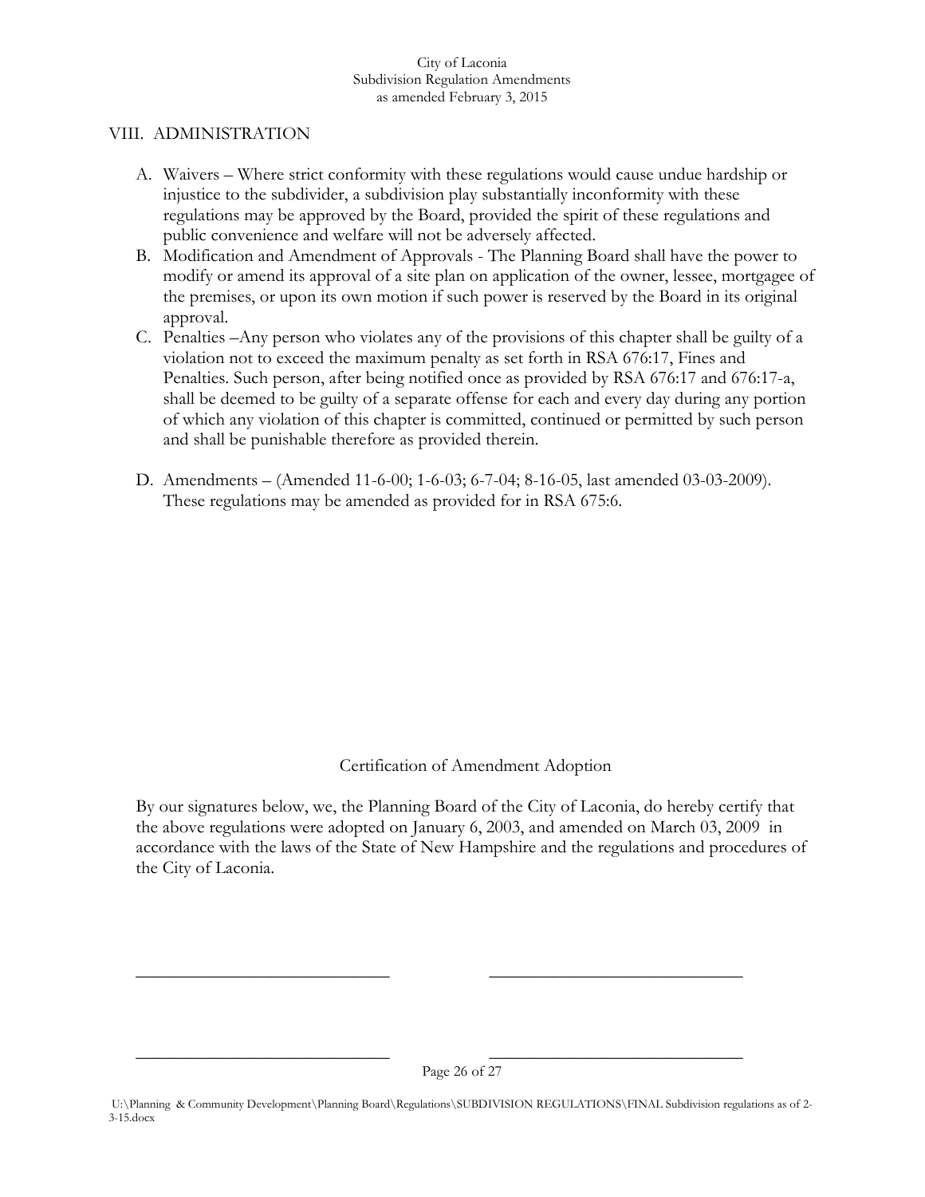## VIII. ADMINISTRATION

A. Waivers – Where strict conformity with these regulations would cause undue hardship or injustice to the subdivider, a subdivision play substantially inconformity with these regulations may be approved by the Board, provided the spirit of these regulations and public convenience and welfare will not be adversely affected.

B. Modification and Amendment of Approvals - The Planning Board shall have the power to modify or amend its approval of a site plan on application of the owner, lessee, mortgagee of the premises, or upon its own motion if such power is reserved by the Board in its original approval.

C. Penalties –Any person who violates any of the provisions of this chapter shall be guilty of a violation not to exceed the maximum penalty as set forth in RSA 676:17, Fines and Penalties. Such person, after being notified once as provided by RSA 676:17 and 676:17-a, shall be deemed to be guilty of a separate offense for each and every day during any portion of which any violation of this chapter is committed, continued or permitted by such person and shall be punishable therefore as provided therein.

D. Amendments – (Amended 11-6-00; 1-6-03; 6-7-04; 8-16-05, last amended 03-03-2009). These regulations may be amended as provided for in RSA 675:6.

Certification of Amendment Adoption

By our signatures below, we, the Planning Board of the City of Laconia, do hereby certify that the above regulations were adopted on January 6, 2003, and amended on March 03, 2009 in accordance with the laws of the State of New Hampshire and the regulations and procedures of the City of Laconia.

\_\_\_\_\_\_\_\_\_\_\_\_\_\_\_\_\_\_\_\_\_\_\_\_\_\_\_\_\_\_ \_\_\_\_\_\_\_\_\_\_\_\_\_\_\_\_\_\_\_\_\_\_\_\_\_\_\_\_\_\_

\_\_\_\_\_\_\_\_\_\_\_\_\_\_\_\_\_\_\_\_\_\_\_\_\_\_\_\_\_\_ \_\_\_\_\_\_\_\_\_\_\_\_\_\_\_\_\_\_\_\_\_\_\_\_\_\_\_\_\_\_